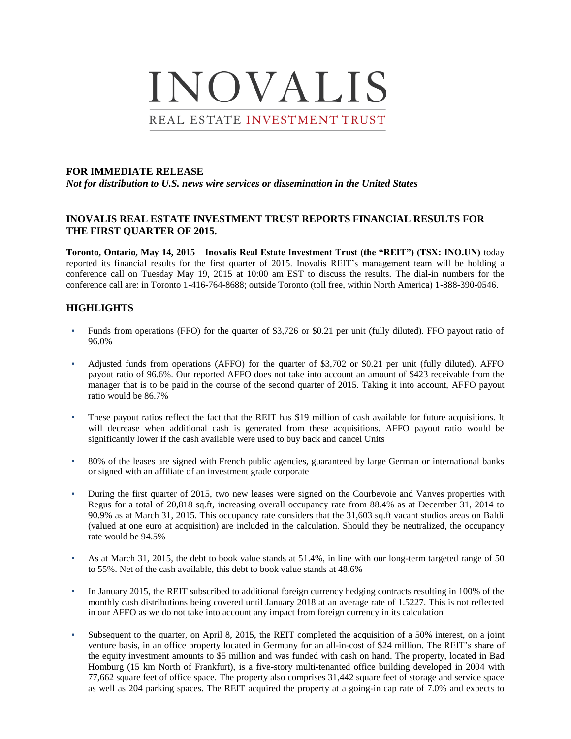# INOVALIS

REAL ESTATE INVESTMENT TRUST

**FOR IMMEDIATE RELEASE**

***Not for distribution to U.S. news wire services or dissemination in the United States***

## INOVALIS REAL ESTATE INVESTMENT TRUST REPORTS FINANCIAL RESULTS FOR THE FIRST QUARTER OF 2015.

**Toronto, Ontario, May 14, 2015** – **Inovalis Real Estate Investment Trust (the "REIT") (TSX: INO.UN)** today reported its financial results for the first quarter of 2015. Inovalis REIT's management team will be holding a conference call on Tuesday May 19, 2015 at 10:00 am EST to discuss the results. The dial-in numbers for the conference call are: in Toronto 1-416-764-8688; outside Toronto (toll free, within North America) 1-888-390-0546.

## HIGHLIGHTS

- Funds from operations (FFO) for the quarter of $3,726 or $0.21 per unit (fully diluted). FFO payout ratio of 96.0%
- Adjusted funds from operations (AFFO) for the quarter of $3,702 or $0.21 per unit (fully diluted). AFFO payout ratio of 96.6%. Our reported AFFO does not take into account an amount of $423 receivable from the manager that is to be paid in the course of the second quarter of 2015. Taking it into account, AFFO payout ratio would be 86.7%
- These payout ratios reflect the fact that the REIT has $19 million of cash available for future acquisitions. It will decrease when additional cash is generated from these acquisitions. AFFO payout ratio would be significantly lower if the cash available were used to buy back and cancel Units
- 80% of the leases are signed with French public agencies, guaranteed by large German or international banks or signed with an affiliate of an investment grade corporate
- During the first quarter of 2015, two new leases were signed on the Courbevoie and Vanves properties with Regus for a total of 20,818 sq.ft, increasing overall occupancy rate from 88.4% as at December 31, 2014 to 90.9% as at March 31, 2015. This occupancy rate considers that the 31,603 sq.ft vacant studios areas on Baldi (valued at one euro at acquisition) are included in the calculation. Should they be neutralized, the occupancy rate would be 94.5%
- As at March 31, 2015, the debt to book value stands at 51.4%, in line with our long-term targeted range of 50 to 55%. Net of the cash available, this debt to book value stands at 48.6%
- In January 2015, the REIT subscribed to additional foreign currency hedging contracts resulting in 100% of the monthly cash distributions being covered until January 2018 at an average rate of 1.5227. This is not reflected in our AFFO as we do not take into account any impact from foreign currency in its calculation
- Subsequent to the quarter, on April 8, 2015, the REIT completed the acquisition of a 50% interest, on a joint venture basis, in an office property located in Germany for an all-in-cost of $24 million. The REIT's share of the equity investment amounts to $5 million and was funded with cash on hand. The property, located in Bad Homburg (15 km North of Frankfurt), is a five-story multi-tenanted office building developed in 2004 with 77,662 square feet of office space. The property also comprises 31,442 square feet of storage and service space as well as 204 parking spaces. The REIT acquired the property at a going-in cap rate of 7.0% and expects to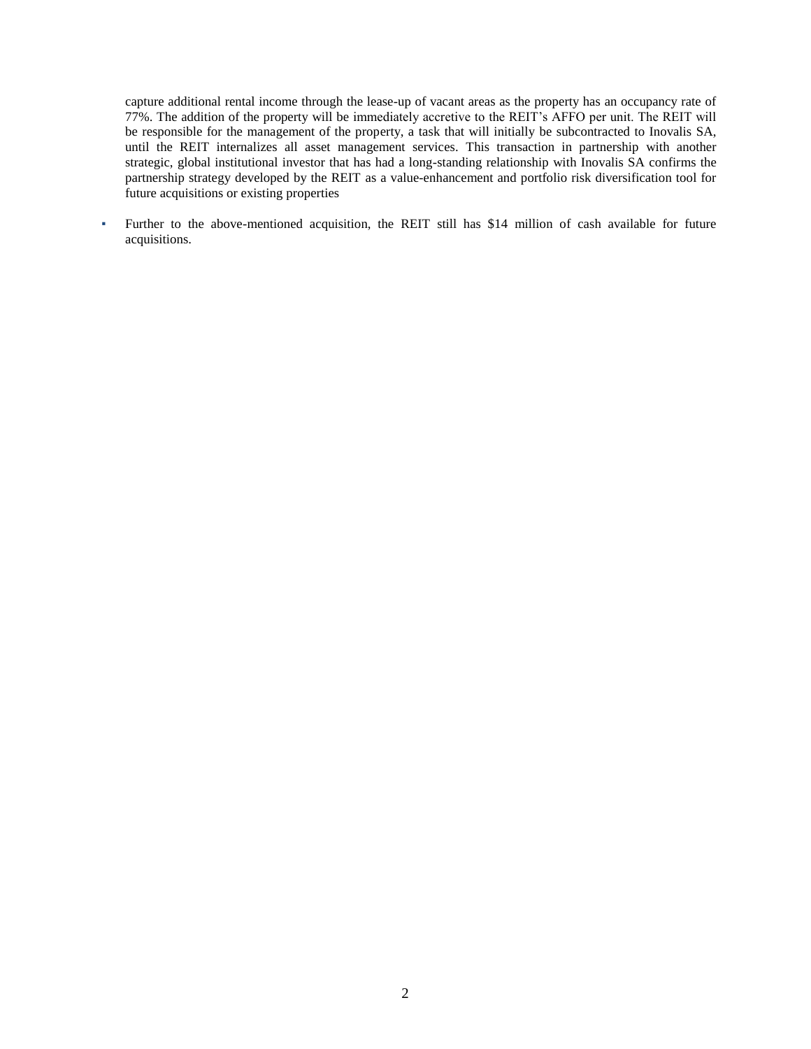capture additional rental income through the lease-up of vacant areas as the property has an occupancy rate of 77%. The addition of the property will be immediately accretive to the REIT's AFFO per unit. The REIT will be responsible for the management of the property, a task that will initially be subcontracted to Inovalis SA, until the REIT internalizes all asset management services. This transaction in partnership with another strategic, global institutional investor that has had a long-standing relationship with Inovalis SA confirms the partnership strategy developed by the REIT as a value-enhancement and portfolio risk diversification tool for future acquisitions or existing properties

- Further to the above-mentioned acquisition, the REIT still has $14 million of cash available for future acquisitions.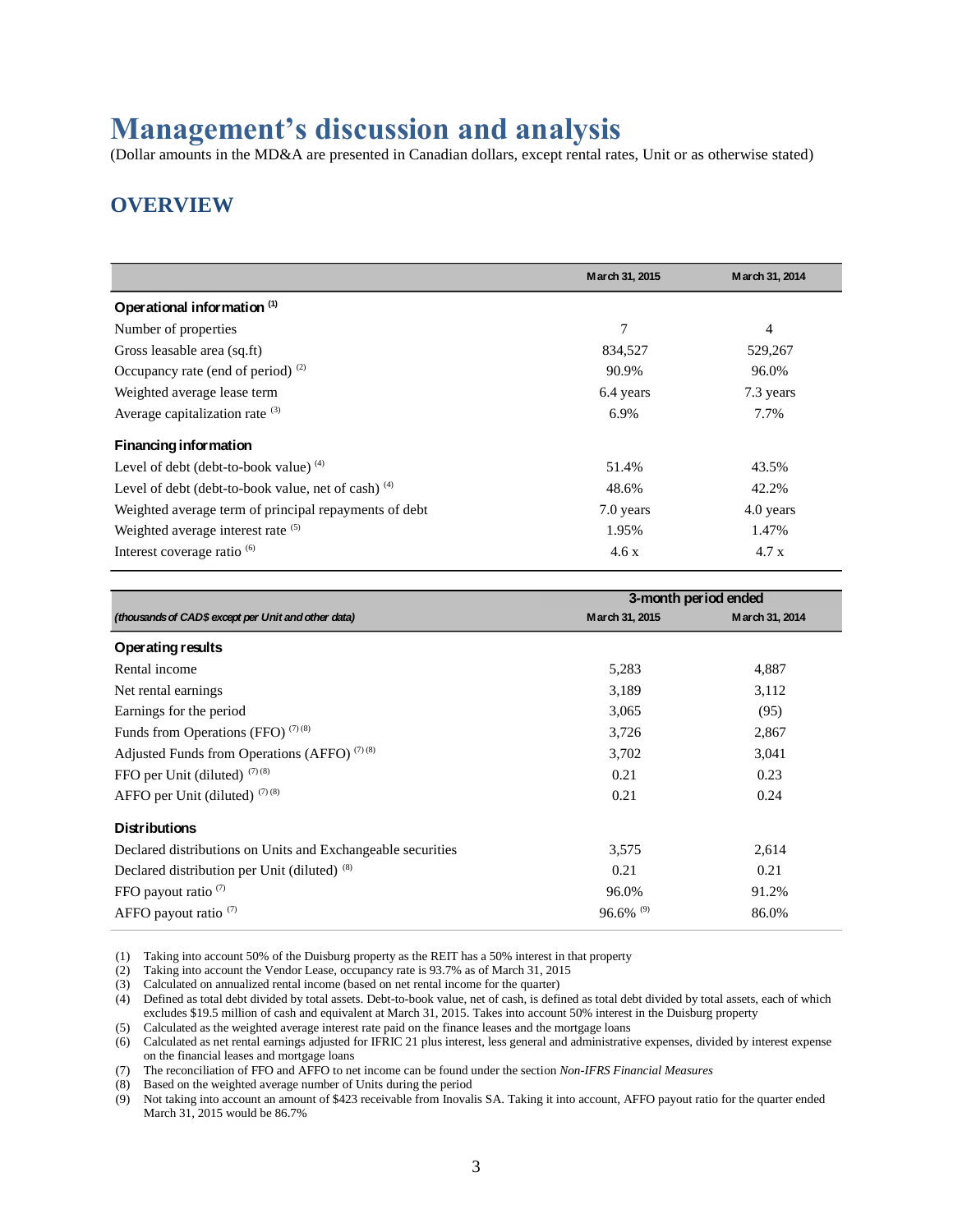# Management's discussion and analysis

(Dollar amounts in the MD&A are presented in Canadian dollars, except rental rates, Unit or as otherwise stated)

## OVERVIEW

| | March 31, 2015 | March 31, 2014 |
|---|---|---|
| **Operational information** (1) | | |
| Number of properties | 7 | 4 |
| Gross leasable area (sq.ft) | 834,527 | 529,267 |
| Occupancy rate (end of period) (2) | 90.9% | 96.0% |
| Weighted average lease term | 6.4 years | 7.3 years |
| Average capitalization rate (3) | 6.9% | 7.7% |
| **Financing information** | | |
| Level of debt (debt-to-book value) (4) | 51.4% | 43.5% |
| Level of debt (debt-to-book value, net of cash) (4) | 48.6% | 42.2% |
| Weighted average term of principal repayments of debt | 7.0 years | 4.0 years |
| Weighted average interest rate (5) | 1.95% | 1.47% |
| Interest coverage ratio (6) | 4.6 x | 4.7 x |

| | 3-month period ended | |
|---|---|---|
| *(thousands of CAD$ except per Unit and other data)* | March 31, 2015 | March 31, 2014 |
| **Operating results** | | |
| Rental income | 5,283 | 4,887 |
| Net rental earnings | 3,189 | 3,112 |
| Earnings for the period | 3,065 | (95) |
| Funds from Operations (FFO) (7) (8) | 3,726 | 2,867 |
| Adjusted Funds from Operations (AFFO) (7) (8) | 3,702 | 3,041 |
| FFO per Unit (diluted) (7) (8) | 0.21 | 0.23 |
| AFFO per Unit (diluted) (7) (8) | 0.21 | 0.24 |
| **Distributions** | | |
| Declared distributions on Units and Exchangeable securities | 3,575 | 2,614 |
| Declared distribution per Unit (diluted) (8) | 0.21 | 0.21 |
| FFO payout ratio (7) | 96.0% | 91.2% |
| AFFO payout ratio (7) | 96.6% (9) | 86.0% |

(1) Taking into account 50% of the Duisburg property as the REIT has a 50% interest in that property
(2) Taking into account the Vendor Lease, occupancy rate is 93.7% as of March 31, 2015
(3) Calculated on annualized rental income (based on net rental income for the quarter)
(4) Defined as total debt divided by total assets. Debt-to-book value, net of cash, is defined as total debt divided by total assets, each of which excludes $19.5 million of cash and equivalent at March 31, 2015. Takes into account 50% interest in the Duisburg property
(5) Calculated as the weighted average interest rate paid on the finance leases and the mortgage loans
(6) Calculated as net rental earnings adjusted for IFRIC 21 plus interest, less general and administrative expenses, divided by interest expense on the financial leases and mortgage loans
(7) The reconciliation of FFO and AFFO to net income can be found under the section *Non-IFRS Financial Measures*
(8) Based on the weighted average number of Units during the period
(9) Not taking into account an amount of $423 receivable from Inovalis SA. Taking it into account, AFFO payout ratio for the quarter ended March 31, 2015 would be 86.7%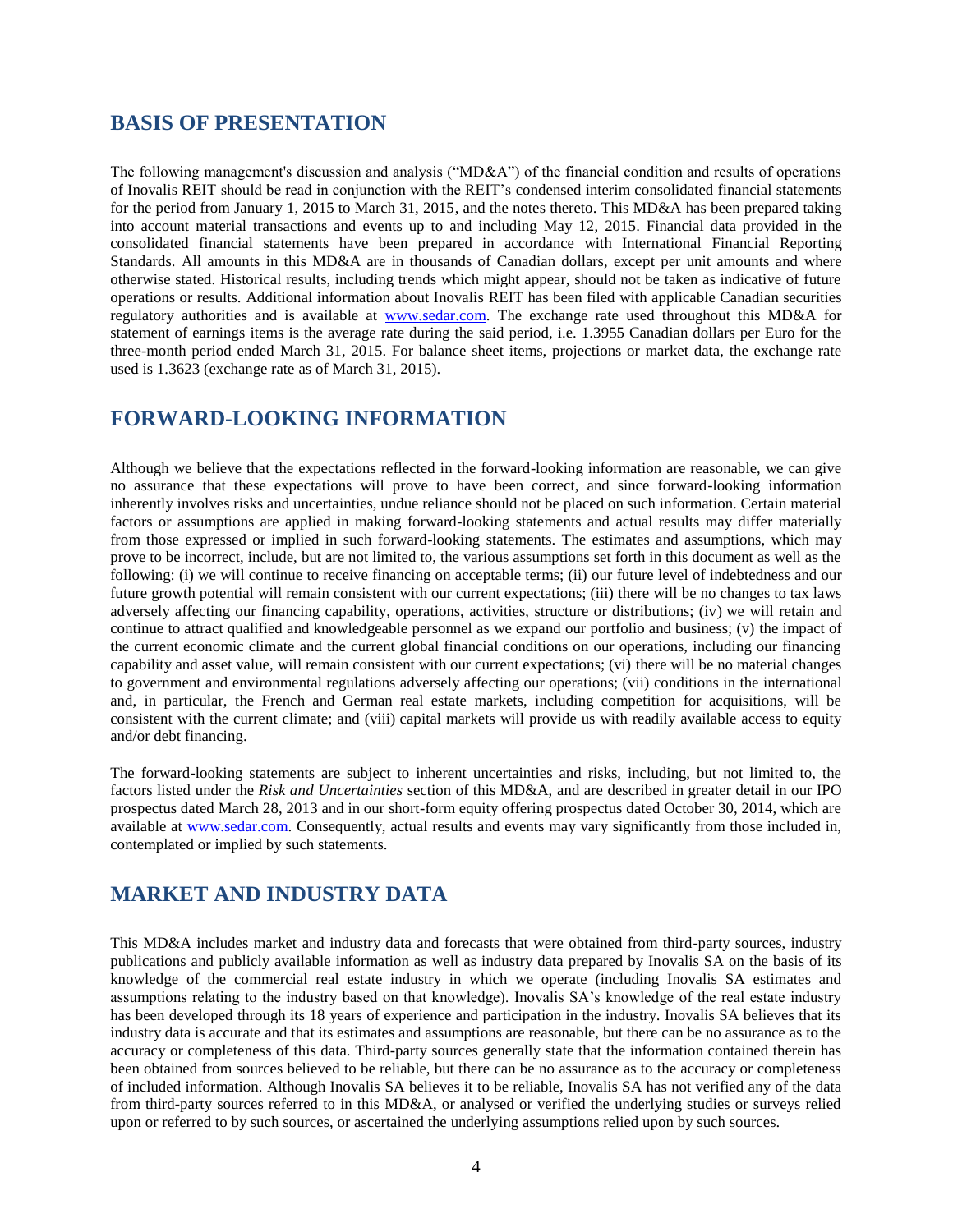## BASIS OF PRESENTATION

The following management's discussion and analysis ("MD&A") of the financial condition and results of operations of Inovalis REIT should be read in conjunction with the REIT's condensed interim consolidated financial statements for the period from January 1, 2015 to March 31, 2015, and the notes thereto. This MD&A has been prepared taking into account material transactions and events up to and including May 12, 2015. Financial data provided in the consolidated financial statements have been prepared in accordance with International Financial Reporting Standards. All amounts in this MD&A are in thousands of Canadian dollars, except per unit amounts and where otherwise stated. Historical results, including trends which might appear, should not be taken as indicative of future operations or results. Additional information about Inovalis REIT has been filed with applicable Canadian securities regulatory authorities and is available at [www.sedar.com](http://www.sedar.com). The exchange rate used throughout this MD&A for statement of earnings items is the average rate during the said period, i.e. 1.3955 Canadian dollars per Euro for the three-month period ended March 31, 2015. For balance sheet items, projections or market data, the exchange rate used is 1.3623 (exchange rate as of March 31, 2015).

## FORWARD-LOOKING INFORMATION

Although we believe that the expectations reflected in the forward-looking information are reasonable, we can give no assurance that these expectations will prove to have been correct, and since forward-looking information inherently involves risks and uncertainties, undue reliance should not be placed on such information. Certain material factors or assumptions are applied in making forward-looking statements and actual results may differ materially from those expressed or implied in such forward-looking statements. The estimates and assumptions, which may prove to be incorrect, include, but are not limited to, the various assumptions set forth in this document as well as the following: (i) we will continue to receive financing on acceptable terms; (ii) our future level of indebtedness and our future growth potential will remain consistent with our current expectations; (iii) there will be no changes to tax laws adversely affecting our financing capability, operations, activities, structure or distributions; (iv) we will retain and continue to attract qualified and knowledgeable personnel as we expand our portfolio and business; (v) the impact of the current economic climate and the current global financial conditions on our operations, including our financing capability and asset value, will remain consistent with our current expectations; (vi) there will be no material changes to government and environmental regulations adversely affecting our operations; (vii) conditions in the international and, in particular, the French and German real estate markets, including competition for acquisitions, will be consistent with the current climate; and (viii) capital markets will provide us with readily available access to equity and/or debt financing.

The forward-looking statements are subject to inherent uncertainties and risks, including, but not limited to, the factors listed under the *Risk and Uncertainties* section of this MD&A, and are described in greater detail in our IPO prospectus dated March 28, 2013 and in our short-form equity offering prospectus dated October 30, 2014, which are available at [www.sedar.com](http://www.sedar.com). Consequently, actual results and events may vary significantly from those included in, contemplated or implied by such statements.

## MARKET AND INDUSTRY DATA

This MD&A includes market and industry data and forecasts that were obtained from third-party sources, industry publications and publicly available information as well as industry data prepared by Inovalis SA on the basis of its knowledge of the commercial real estate industry in which we operate (including Inovalis SA estimates and assumptions relating to the industry based on that knowledge). Inovalis SA's knowledge of the real estate industry has been developed through its 18 years of experience and participation in the industry. Inovalis SA believes that its industry data is accurate and that its estimates and assumptions are reasonable, but there can be no assurance as to the accuracy or completeness of this data. Third-party sources generally state that the information contained therein has been obtained from sources believed to be reliable, but there can be no assurance as to the accuracy or completeness of included information. Although Inovalis SA believes it to be reliable, Inovalis SA has not verified any of the data from third-party sources referred to in this MD&A, or analysed or verified the underlying studies or surveys relied upon or referred to by such sources, or ascertained the underlying assumptions relied upon by such sources.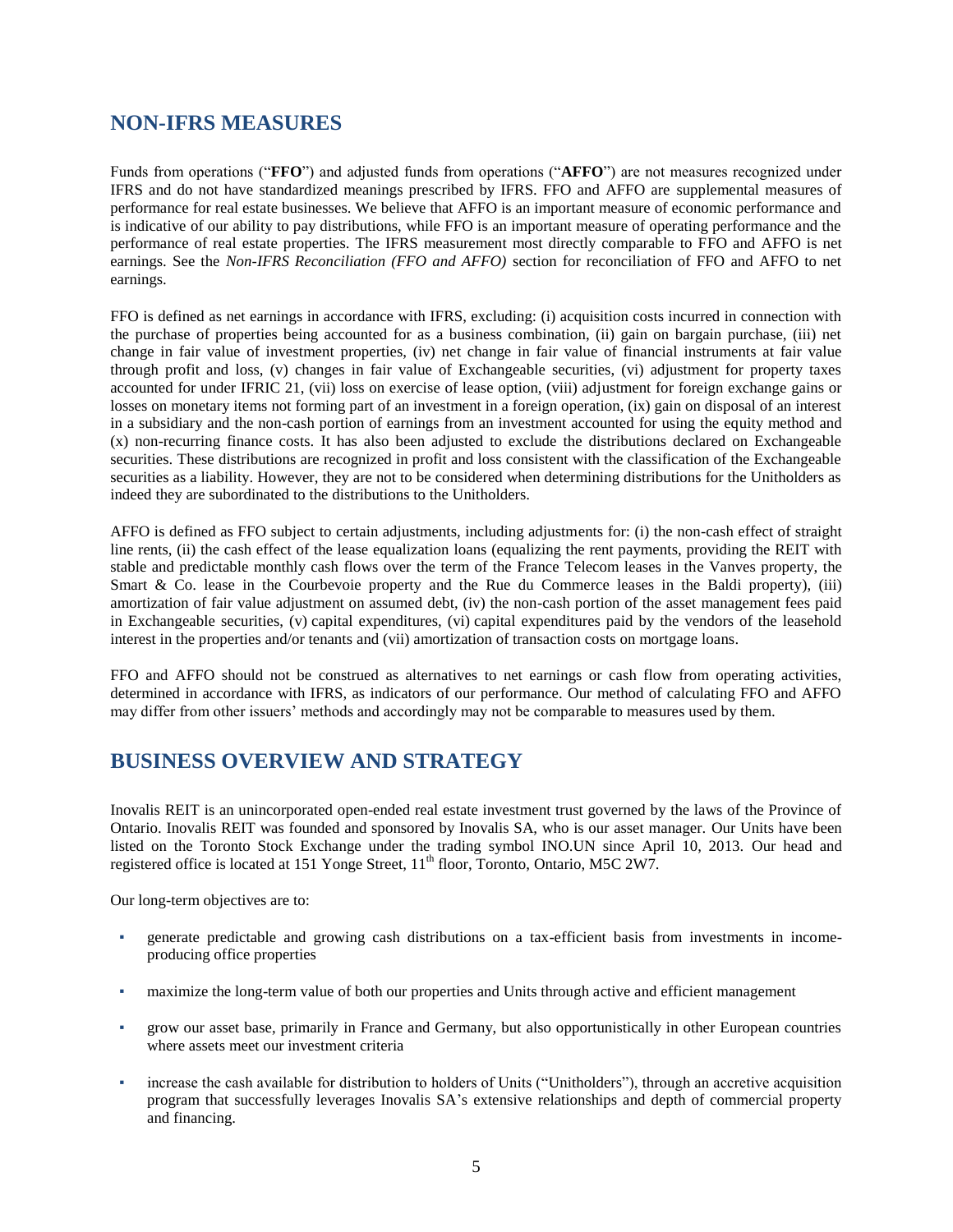## NON-IFRS MEASURES

Funds from operations ("**FFO**") and adjusted funds from operations ("**AFFO**") are not measures recognized under IFRS and do not have standardized meanings prescribed by IFRS. FFO and AFFO are supplemental measures of performance for real estate businesses. We believe that AFFO is an important measure of economic performance and is indicative of our ability to pay distributions, while FFO is an important measure of operating performance and the performance of real estate properties. The IFRS measurement most directly comparable to FFO and AFFO is net earnings. See the *Non-IFRS Reconciliation (FFO and AFFO)* section for reconciliation of FFO and AFFO to net earnings.

FFO is defined as net earnings in accordance with IFRS, excluding: (i) acquisition costs incurred in connection with the purchase of properties being accounted for as a business combination, (ii) gain on bargain purchase, (iii) net change in fair value of investment properties, (iv) net change in fair value of financial instruments at fair value through profit and loss, (v) changes in fair value of Exchangeable securities, (vi) adjustment for property taxes accounted for under IFRIC 21, (vii) loss on exercise of lease option, (viii) adjustment for foreign exchange gains or losses on monetary items not forming part of an investment in a foreign operation, (ix) gain on disposal of an interest in a subsidiary and the non-cash portion of earnings from an investment accounted for using the equity method and (x) non-recurring finance costs. It has also been adjusted to exclude the distributions declared on Exchangeable securities. These distributions are recognized in profit and loss consistent with the classification of the Exchangeable securities as a liability. However, they are not to be considered when determining distributions for the Unitholders as indeed they are subordinated to the distributions to the Unitholders.

AFFO is defined as FFO subject to certain adjustments, including adjustments for: (i) the non-cash effect of straight line rents, (ii) the cash effect of the lease equalization loans (equalizing the rent payments, providing the REIT with stable and predictable monthly cash flows over the term of the France Telecom leases in the Vanves property, the Smart & Co. lease in the Courbevoie property and the Rue du Commerce leases in the Baldi property), (iii) amortization of fair value adjustment on assumed debt, (iv) the non-cash portion of the asset management fees paid in Exchangeable securities, (v) capital expenditures, (vi) capital expenditures paid by the vendors of the leasehold interest in the properties and/or tenants and (vii) amortization of transaction costs on mortgage loans.

FFO and AFFO should not be construed as alternatives to net earnings or cash flow from operating activities, determined in accordance with IFRS, as indicators of our performance. Our method of calculating FFO and AFFO may differ from other issuers' methods and accordingly may not be comparable to measures used by them.

## BUSINESS OVERVIEW AND STRATEGY

Inovalis REIT is an unincorporated open-ended real estate investment trust governed by the laws of the Province of Ontario. Inovalis REIT was founded and sponsored by Inovalis SA, who is our asset manager. Our Units have been listed on the Toronto Stock Exchange under the trading symbol INO.UN since April 10, 2013. Our head and registered office is located at 151 Yonge Street, 11th floor, Toronto, Ontario, M5C 2W7.

Our long-term objectives are to:

- generate predictable and growing cash distributions on a tax-efficient basis from investments in income-producing office properties
- maximize the long-term value of both our properties and Units through active and efficient management
- grow our asset base, primarily in France and Germany, but also opportunistically in other European countries where assets meet our investment criteria
- increase the cash available for distribution to holders of Units ("Unitholders"), through an accretive acquisition program that successfully leverages Inovalis SA's extensive relationships and depth of commercial property and financing.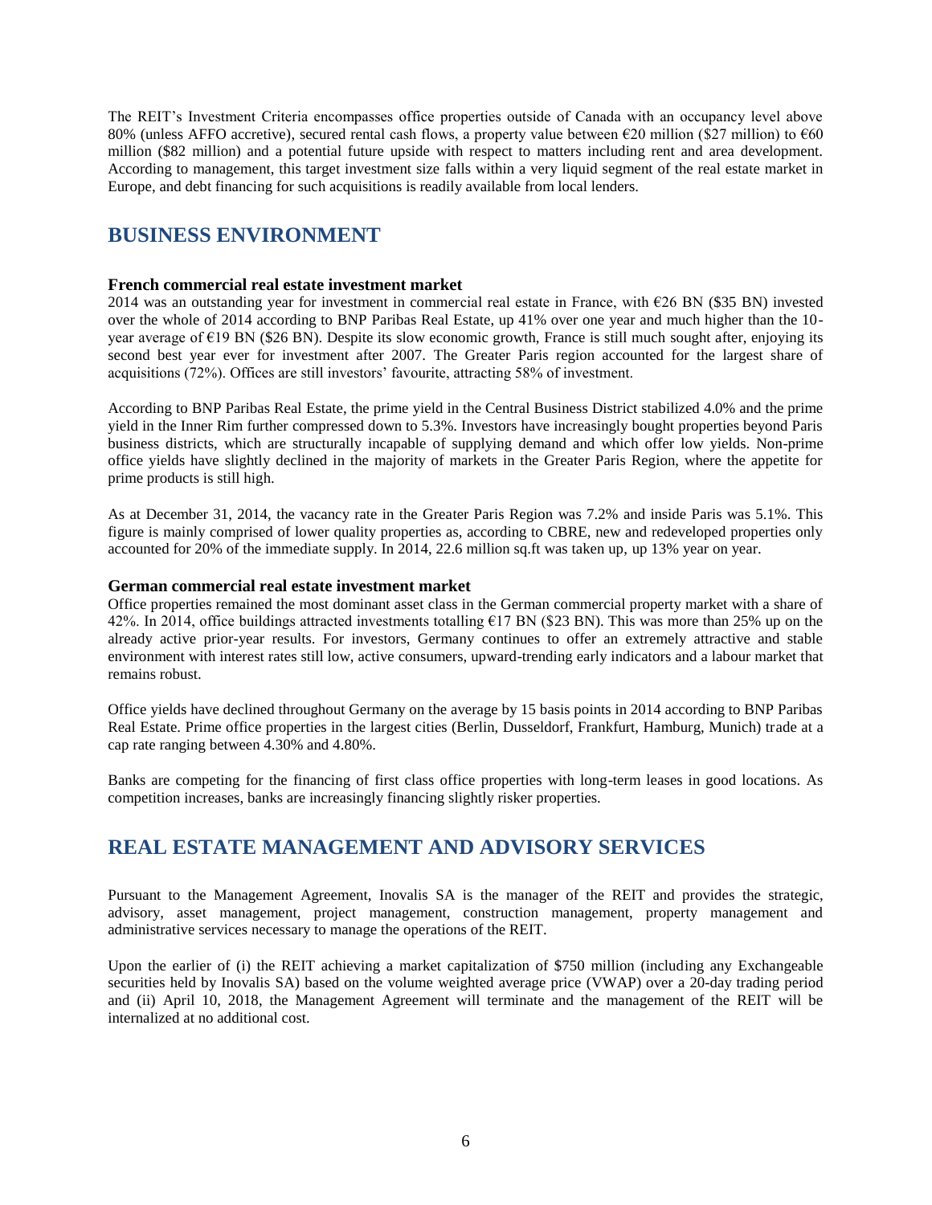The REIT's Investment Criteria encompasses office properties outside of Canada with an occupancy level above 80% (unless AFFO accretive), secured rental cash flows, a property value between €20 million ($27 million) to €60 million ($82 million) and a potential future upside with respect to matters including rent and area development. According to management, this target investment size falls within a very liquid segment of the real estate market in Europe, and debt financing for such acquisitions is readily available from local lenders.

## BUSINESS ENVIRONMENT

### French commercial real estate investment market

2014 was an outstanding year for investment in commercial real estate in France, with €26 BN ($35 BN) invested over the whole of 2014 according to BNP Paribas Real Estate, up 41% over one year and much higher than the 10-year average of €19 BN ($26 BN). Despite its slow economic growth, France is still much sought after, enjoying its second best year ever for investment after 2007. The Greater Paris region accounted for the largest share of acquisitions (72%). Offices are still investors' favourite, attracting 58% of investment.

According to BNP Paribas Real Estate, the prime yield in the Central Business District stabilized 4.0% and the prime yield in the Inner Rim further compressed down to 5.3%. Investors have increasingly bought properties beyond Paris business districts, which are structurally incapable of supplying demand and which offer low yields. Non-prime office yields have slightly declined in the majority of markets in the Greater Paris Region, where the appetite for prime products is still high.

As at December 31, 2014, the vacancy rate in the Greater Paris Region was 7.2% and inside Paris was 5.1%. This figure is mainly comprised of lower quality properties as, according to CBRE, new and redeveloped properties only accounted for 20% of the immediate supply. In 2014, 22.6 million sq.ft was taken up, up 13% year on year.

### German commercial real estate investment market

Office properties remained the most dominant asset class in the German commercial property market with a share of 42%. In 2014, office buildings attracted investments totalling €17 BN ($23 BN). This was more than 25% up on the already active prior-year results. For investors, Germany continues to offer an extremely attractive and stable environment with interest rates still low, active consumers, upward-trending early indicators and a labour market that remains robust.

Office yields have declined throughout Germany on the average by 15 basis points in 2014 according to BNP Paribas Real Estate. Prime office properties in the largest cities (Berlin, Dusseldorf, Frankfurt, Hamburg, Munich) trade at a cap rate ranging between 4.30% and 4.80%.

Banks are competing for the financing of first class office properties with long-term leases in good locations. As competition increases, banks are increasingly financing slightly risker properties.

## REAL ESTATE MANAGEMENT AND ADVISORY SERVICES

Pursuant to the Management Agreement, Inovalis SA is the manager of the REIT and provides the strategic, advisory, asset management, project management, construction management, property management and administrative services necessary to manage the operations of the REIT.

Upon the earlier of (i) the REIT achieving a market capitalization of $750 million (including any Exchangeable securities held by Inovalis SA) based on the volume weighted average price (VWAP) over a 20-day trading period and (ii) April 10, 2018, the Management Agreement will terminate and the management of the REIT will be internalized at no additional cost.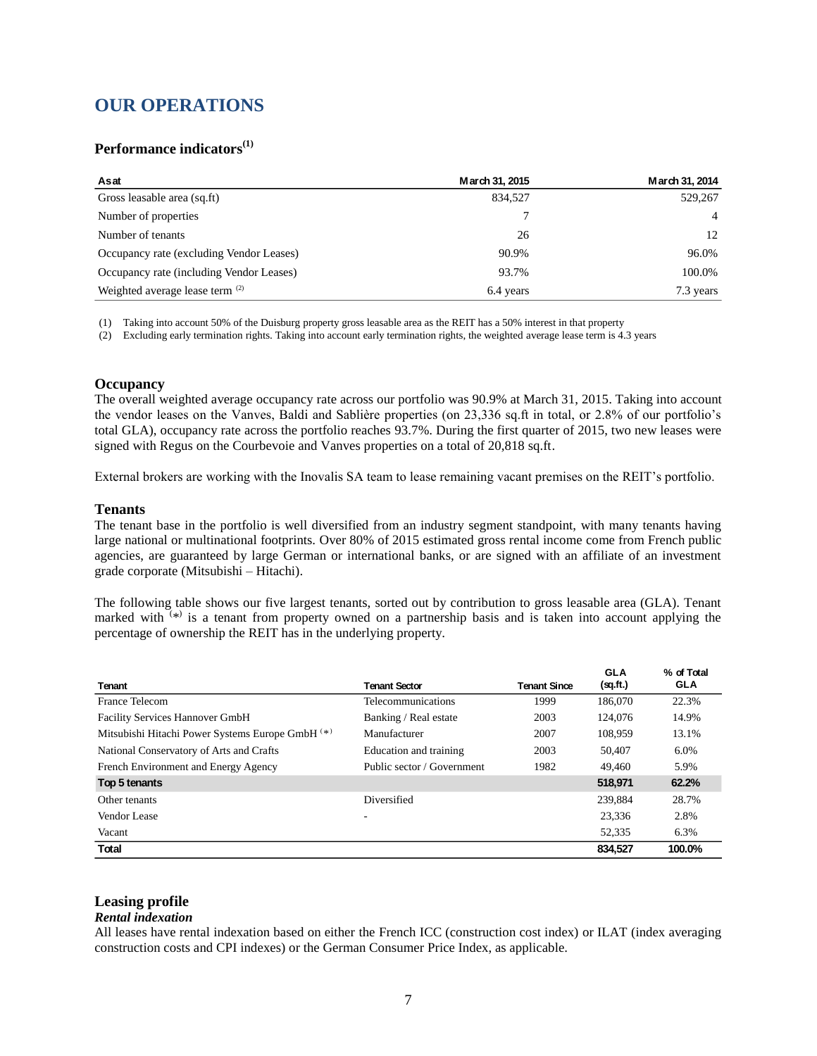# OUR OPERATIONS

## Performance indicators[1]

| As at | March 31, 2015 | March 31, 2014 |
|---|---|---|
| Gross leasable area (sq.ft) | 834,527 | 529,267 |
| Number of properties | 7 | 4 |
| Number of tenants | 26 | 12 |
| Occupancy rate (excluding Vendor Leases) | 90.9% | 96.0% |
| Occupancy rate (including Vendor Leases) | 93.7% | 100.0% |
| Weighted average lease term [2] | 6.4 years | 7.3 years |

(1) Taking into account 50% of the Duisburg property gross leasable area as the REIT has a 50% interest in that property

(2) Excluding early termination rights. Taking into account early termination rights, the weighted average lease term is 4.3 years

### Occupancy

The overall weighted average occupancy rate across our portfolio was 90.9% at March 31, 2015. Taking into account the vendor leases on the Vanves, Baldi and Sablière properties (on 23,336 sq.ft in total, or 2.8% of our portfolio's total GLA), occupancy rate across the portfolio reaches 93.7%. During the first quarter of 2015, two new leases were signed with Regus on the Courbevoie and Vanves properties on a total of 20,818 sq.ft.

External brokers are working with the Inovalis SA team to lease remaining vacant premises on the REIT's portfolio.

### Tenants

The tenant base in the portfolio is well diversified from an industry segment standpoint, with many tenants having large national or multinational footprints. Over 80% of 2015 estimated gross rental income come from French public agencies, are guaranteed by large German or international banks, or are signed with an affiliate of an investment grade corporate (Mitsubishi – Hitachi).

The following table shows our five largest tenants, sorted out by contribution to gross leasable area (GLA). Tenant marked with (*) is a tenant from property owned on a partnership basis and is taken into account applying the percentage of ownership the REIT has in the underlying property.

| Tenant | Tenant Sector | Tenant Since | GLA (sq.ft.) | % of Total GLA |
|---|---|---|---|---|
| France Telecom | Telecommunications | 1999 | 186,070 | 22.3% |
| Facility Services Hannover GmbH | Banking / Real estate | 2003 | 124,076 | 14.9% |
| Mitsubishi Hitachi Power Systems Europe GmbH (*) | Manufacturer | 2007 | 108,959 | 13.1% |
| National Conservatory of Arts and Crafts | Education and training | 2003 | 50,407 | 6.0% |
| French Environment and Energy Agency | Public sector / Government | 1982 | 49,460 | 5.9% |
| **Top 5 tenants** | | | **518,971** | **62.2%** |
| Other tenants | Diversified | | 239,884 | 28.7% |
| Vendor Lease | - | | 23,336 | 2.8% |
| Vacant | | | 52,335 | 6.3% |
| **Total** | | | **834,527** | **100.0%** |

### Leasing profile

***Rental indexation***

All leases have rental indexation based on either the French ICC (construction cost index) or ILAT (index averaging construction costs and CPI indexes) or the German Consumer Price Index, as applicable.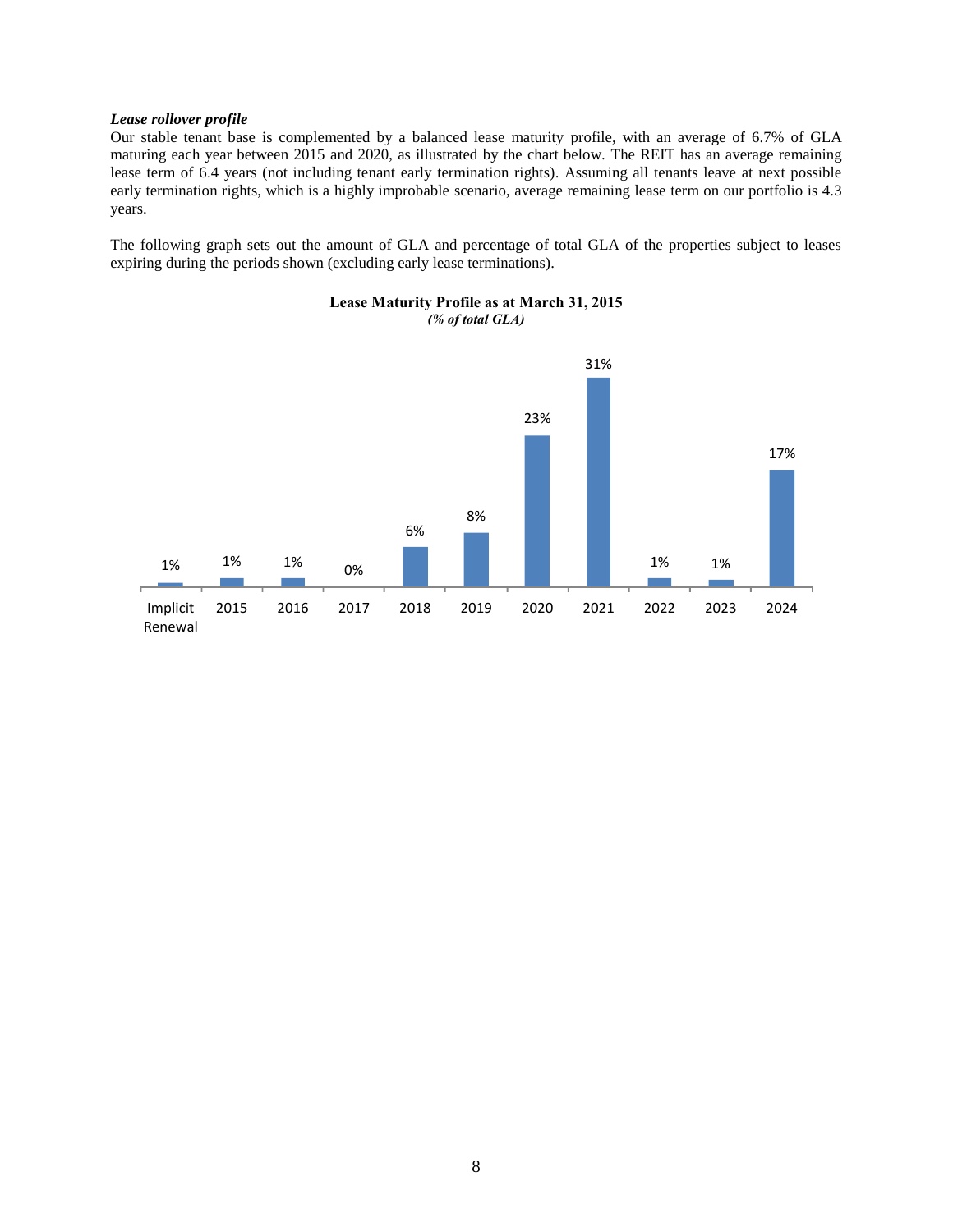***Lease rollover profile***

Our stable tenant base is complemented by a balanced lease maturity profile, with an average of 6.7% of GLA maturing each year between 2015 and 2020, as illustrated by the chart below. The REIT has an average remaining lease term of 6.4 years (not including tenant early termination rights). Assuming all tenants leave at next possible early termination rights, which is a highly improbable scenario, average remaining lease term on our portfolio is 4.3 years.

The following graph sets out the amount of GLA and percentage of total GLA of the properties subject to leases expiring during the periods shown (excluding early lease terminations).

**Lease Maturity Profile as at March 31, 2015**
***(% of total GLA)***

| Implicit Renewal | 2015 | 2016 | 2017 | 2018 | 2019 | 2020 | 2021 | 2022 | 2023 | 2024 |
|---|---|---|---|---|---|---|---|---|---|---|
| 1% | 1% | 1% | 0% | 6% | 8% | 23% | 31% | 1% | 1% | 17% |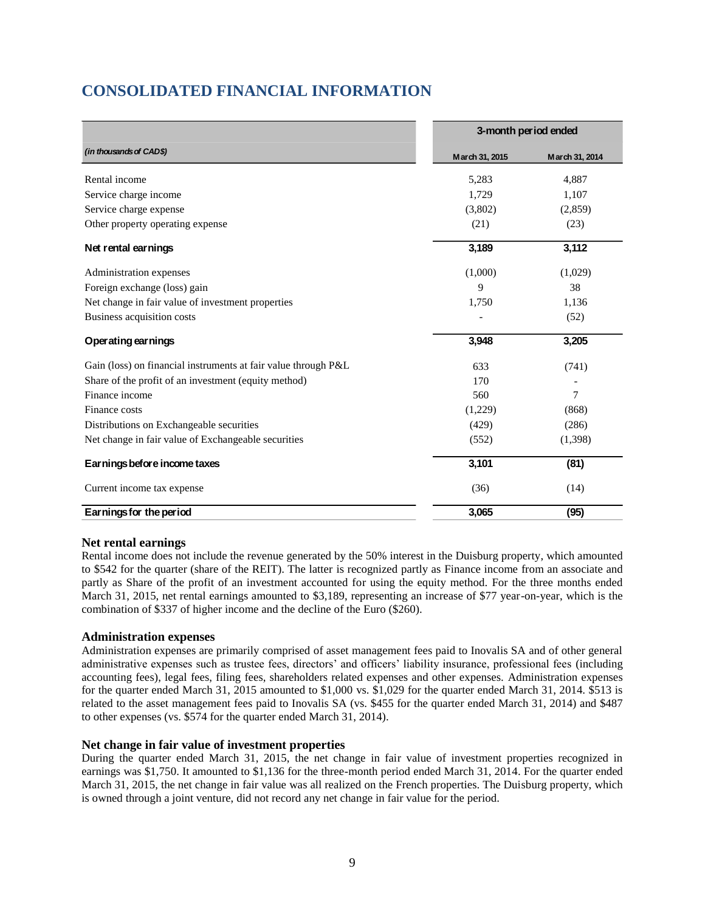# CONSOLIDATED FINANCIAL INFORMATION

| | 3-month period ended | |
|---|---|---|
| *(in thousands of CAD$)* | March 31, 2015 | March 31, 2014 |
| Rental income | 5,283 | 4,887 |
| Service charge income | 1,729 | 1,107 |
| Service charge expense | (3,802) | (2,859) |
| Other property operating expense | (21) | (23) |
| **Net rental earnings** | **3,189** | **3,112** |
| Administration expenses | (1,000) | (1,029) |
| Foreign exchange (loss) gain | 9 | 38 |
| Net change in fair value of investment properties | 1,750 | 1,136 |
| Business acquisition costs | - | (52) |
| **Operating earnings** | **3,948** | **3,205** |
| Gain (loss) on financial instruments at fair value through P&L | 633 | (741) |
| Share of the profit of an investment (equity method) | 170 | - |
| Finance income | 560 | 7 |
| Finance costs | (1,229) | (868) |
| Distributions on Exchangeable securities | (429) | (286) |
| Net change in fair value of Exchangeable securities | (552) | (1,398) |
| **Earnings before income taxes** | **3,101** | **(81)** |
| Current income tax expense | (36) | (14) |
| **Earnings for the period** | **3,065** | **(95)** |

### Net rental earnings

Rental income does not include the revenue generated by the 50% interest in the Duisburg property, which amounted to $542 for the quarter (share of the REIT). The latter is recognized partly as Finance income from an associate and partly as Share of the profit of an investment accounted for using the equity method. For the three months ended March 31, 2015, net rental earnings amounted to $3,189, representing an increase of $77 year-on-year, which is the combination of $337 of higher income and the decline of the Euro ($260).

### Administration expenses

Administration expenses are primarily comprised of asset management fees paid to Inovalis SA and of other general administrative expenses such as trustee fees, directors' and officers' liability insurance, professional fees (including accounting fees), legal fees, filing fees, shareholders related expenses and other expenses. Administration expenses for the quarter ended March 31, 2015 amounted to $1,000 vs. $1,029 for the quarter ended March 31, 2014. $513 is related to the asset management fees paid to Inovalis SA (vs. $455 for the quarter ended March 31, 2014) and $487 to other expenses (vs. $574 for the quarter ended March 31, 2014).

### Net change in fair value of investment properties

During the quarter ended March 31, 2015, the net change in fair value of investment properties recognized in earnings was $1,750. It amounted to $1,136 for the three-month period ended March 31, 2014. For the quarter ended March 31, 2015, the net change in fair value was all realized on the French properties. The Duisburg property, which is owned through a joint venture, did not record any net change in fair value for the period.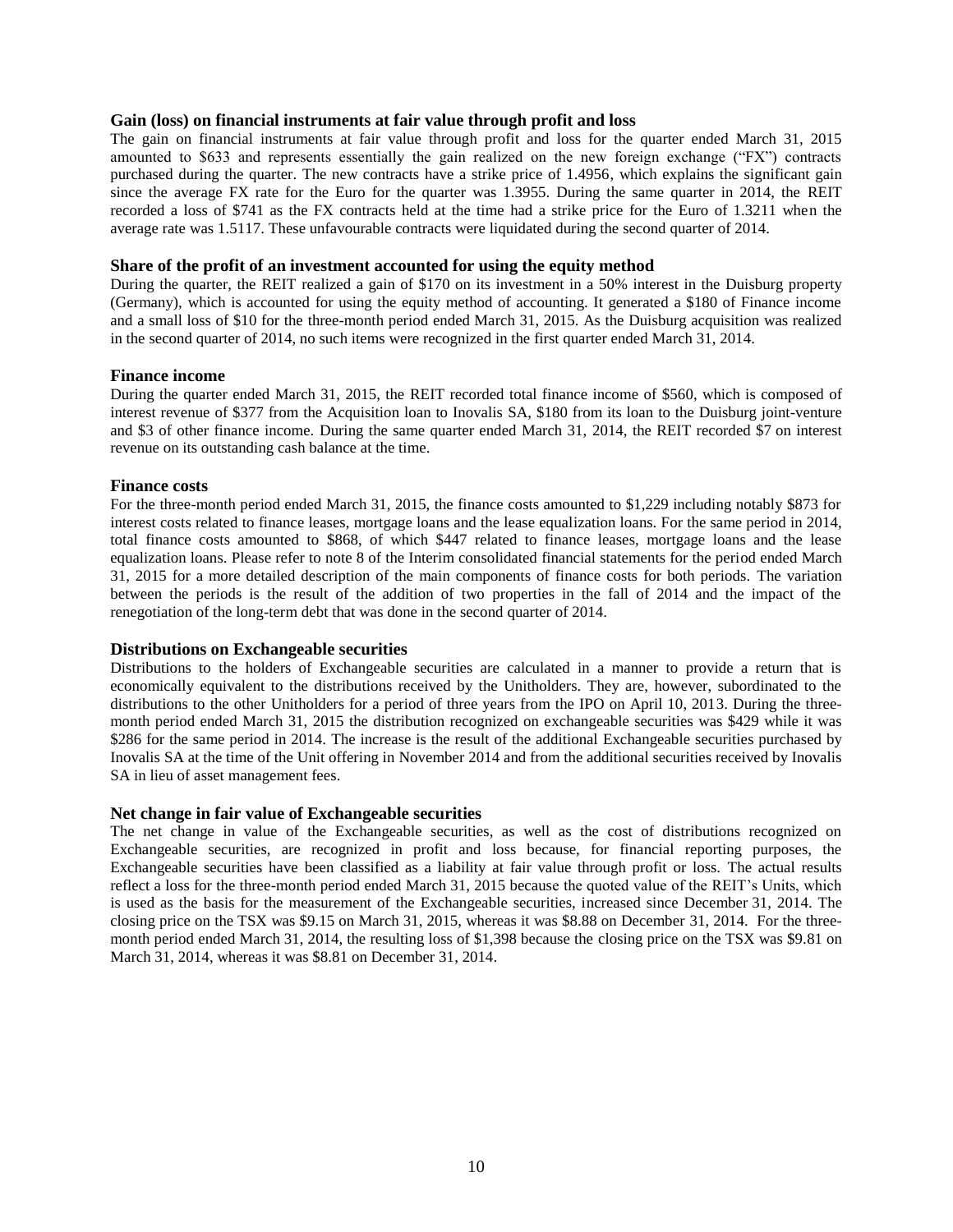### Gain (loss) on financial instruments at fair value through profit and loss

The gain on financial instruments at fair value through profit and loss for the quarter ended March 31, 2015 amounted to $633 and represents essentially the gain realized on the new foreign exchange ("FX") contracts purchased during the quarter. The new contracts have a strike price of 1.4956, which explains the significant gain since the average FX rate for the Euro for the quarter was 1.3955. During the same quarter in 2014, the REIT recorded a loss of $741 as the FX contracts held at the time had a strike price for the Euro of 1.3211 when the average rate was 1.5117. These unfavourable contracts were liquidated during the second quarter of 2014.

### Share of the profit of an investment accounted for using the equity method

During the quarter, the REIT realized a gain of $170 on its investment in a 50% interest in the Duisburg property (Germany), which is accounted for using the equity method of accounting. It generated a $180 of Finance income and a small loss of $10 for the three-month period ended March 31, 2015. As the Duisburg acquisition was realized in the second quarter of 2014, no such items were recognized in the first quarter ended March 31, 2014.

### Finance income

During the quarter ended March 31, 2015, the REIT recorded total finance income of $560, which is composed of interest revenue of $377 from the Acquisition loan to Inovalis SA, $180 from its loan to the Duisburg joint-venture and $3 of other finance income. During the same quarter ended March 31, 2014, the REIT recorded $7 on interest revenue on its outstanding cash balance at the time.

### Finance costs

For the three-month period ended March 31, 2015, the finance costs amounted to $1,229 including notably $873 for interest costs related to finance leases, mortgage loans and the lease equalization loans. For the same period in 2014, total finance costs amounted to $868, of which $447 related to finance leases, mortgage loans and the lease equalization loans. Please refer to note 8 of the Interim consolidated financial statements for the period ended March 31, 2015 for a more detailed description of the main components of finance costs for both periods. The variation between the periods is the result of the addition of two properties in the fall of 2014 and the impact of the renegotiation of the long-term debt that was done in the second quarter of 2014.

### Distributions on Exchangeable securities

Distributions to the holders of Exchangeable securities are calculated in a manner to provide a return that is economically equivalent to the distributions received by the Unitholders. They are, however, subordinated to the distributions to the other Unitholders for a period of three years from the IPO on April 10, 2013. During the three-month period ended March 31, 2015 the distribution recognized on exchangeable securities was $429 while it was $286 for the same period in 2014. The increase is the result of the additional Exchangeable securities purchased by Inovalis SA at the time of the Unit offering in November 2014 and from the additional securities received by Inovalis SA in lieu of asset management fees.

### Net change in fair value of Exchangeable securities

The net change in value of the Exchangeable securities, as well as the cost of distributions recognized on Exchangeable securities, are recognized in profit and loss because, for financial reporting purposes, the Exchangeable securities have been classified as a liability at fair value through profit or loss. The actual results reflect a loss for the three-month period ended March 31, 2015 because the quoted value of the REIT's Units, which is used as the basis for the measurement of the Exchangeable securities, increased since December 31, 2014. The closing price on the TSX was $9.15 on March 31, 2015, whereas it was $8.88 on December 31, 2014. For the three-month period ended March 31, 2014, the resulting loss of $1,398 because the closing price on the TSX was $9.81 on March 31, 2014, whereas it was $8.81 on December 31, 2014.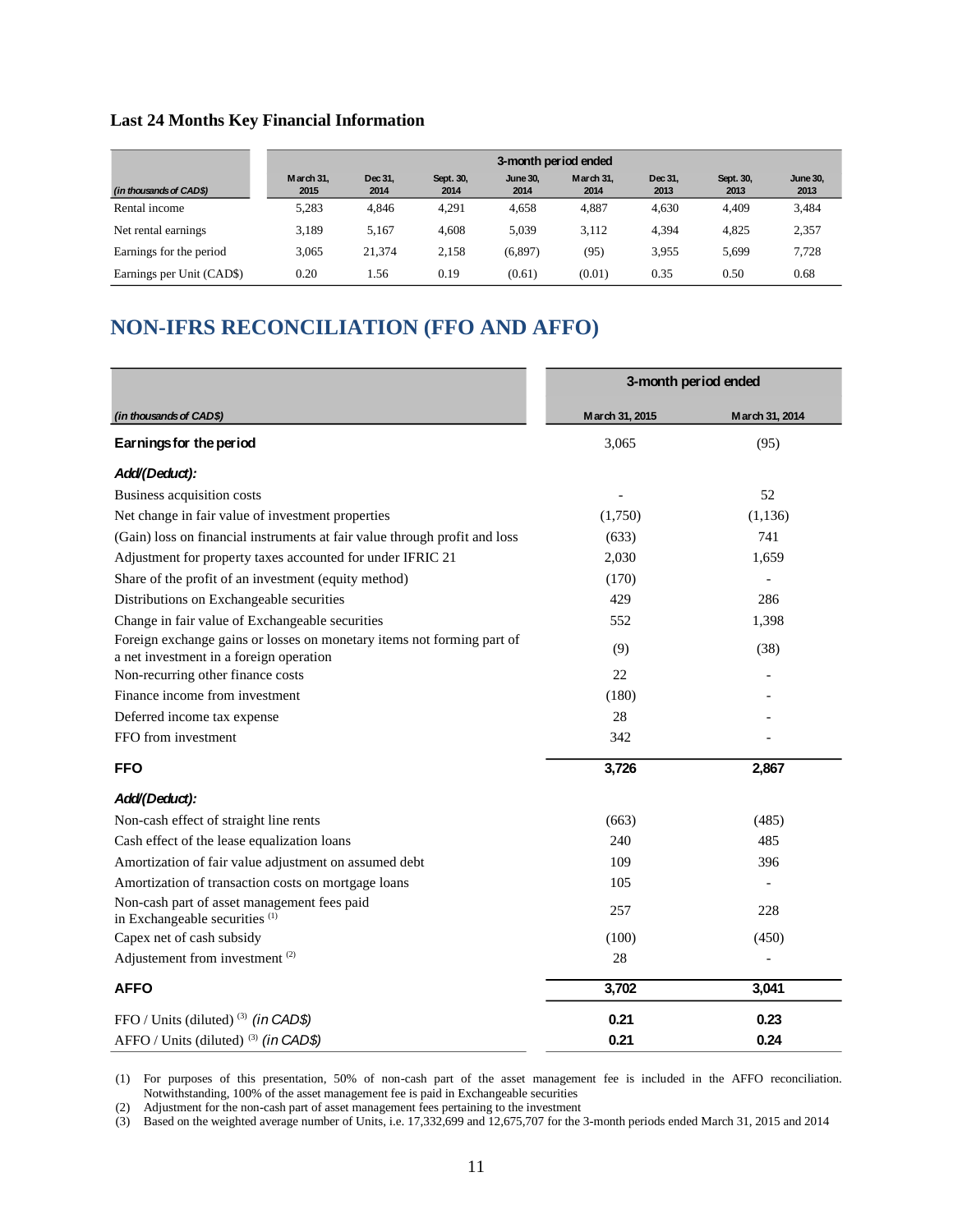**Last 24 Months Key Financial Information**

| *(in thousands of CAD$)* | 3-month period ended | | | | | | | |
|---|---|---|---|---|---|---|---|---|
| | March 31, 2015 | Dec 31, 2014 | Sept. 30, 2014 | June 30, 2014 | March 31, 2014 | Dec 31, 2013 | Sept. 30, 2013 | June 30, 2013 |
| Rental income | 5,283 | 4,846 | 4,291 | 4,658 | 4,887 | 4,630 | 4,409 | 3,484 |
| Net rental earnings | 3,189 | 5,167 | 4,608 | 5,039 | 3,112 | 4,394 | 4,825 | 2,357 |
| Earnings for the period | 3,065 | 21,374 | 2,158 | (6,897) | (95) | 3,955 | 5,699 | 7,728 |
| Earnings per Unit (CAD$) | 0.20 | 1.56 | 0.19 | (0.61) | (0.01) | 0.35 | 0.50 | 0.68 |

# NON-IFRS RECONCILIATION (FFO AND AFFO)

| *(in thousands of CAD$)* | 3-month period ended | |
|---|---|---|
| | March 31, 2015 | March 31, 2014 |
| **Earnings for the period** | 3,065 | (95) |
| ***Add/(Deduct):*** | | |
| Business acquisition costs | - | 52 |
| Net change in fair value of investment properties | (1,750) | (1,136) |
| (Gain) loss on financial instruments at fair value through profit and loss | (633) | 741 |
| Adjustment for property taxes accounted for under IFRIC 21 | 2,030 | 1,659 |
| Share of the profit of an investment (equity method) | (170) | - |
| Distributions on Exchangeable securities | 429 | 286 |
| Change in fair value of Exchangeable securities | 552 | 1,398 |
| Foreign exchange gains or losses on monetary items not forming part of a net investment in a foreign operation | (9) | (38) |
| Non-recurring other finance costs | 22 | - |
| Finance income from investment | (180) | - |
| Deferred income tax expense | 28 | - |
| FFO from investment | 342 | - |
| **FFO** | **3,726** | **2,867** |
| ***Add/(Deduct):*** | | |
| Non-cash effect of straight line rents | (663) | (485) |
| Cash effect of the lease equalization loans | 240 | 485 |
| Amortization of fair value adjustment on assumed debt | 109 | 396 |
| Amortization of transaction costs on mortgage loans | 105 | - |
| Non-cash part of asset management fees paid in Exchangeable securities (1) | 257 | 228 |
| Capex net of cash subsidy | (100) | (450) |
| Adjustement from investment (2) | 28 | - |
| **AFFO** | **3,702** | **3,041** |
| FFO / Units (diluted) (3) *(in CAD$)* | **0.21** | **0.23** |
| AFFO / Units (diluted) (3) *(in CAD$)* | **0.21** | **0.24** |

(1) For purposes of this presentation, 50% of non-cash part of the asset management fee is included in the AFFO reconciliation. Notwithstanding, 100% of the asset management fee is paid in Exchangeable securities

(2) Adjustment for the non-cash part of asset management fees pertaining to the investment

(3) Based on the weighted average number of Units, i.e. 17,332,699 and 12,675,707 for the 3-month periods ended March 31, 2015 and 2014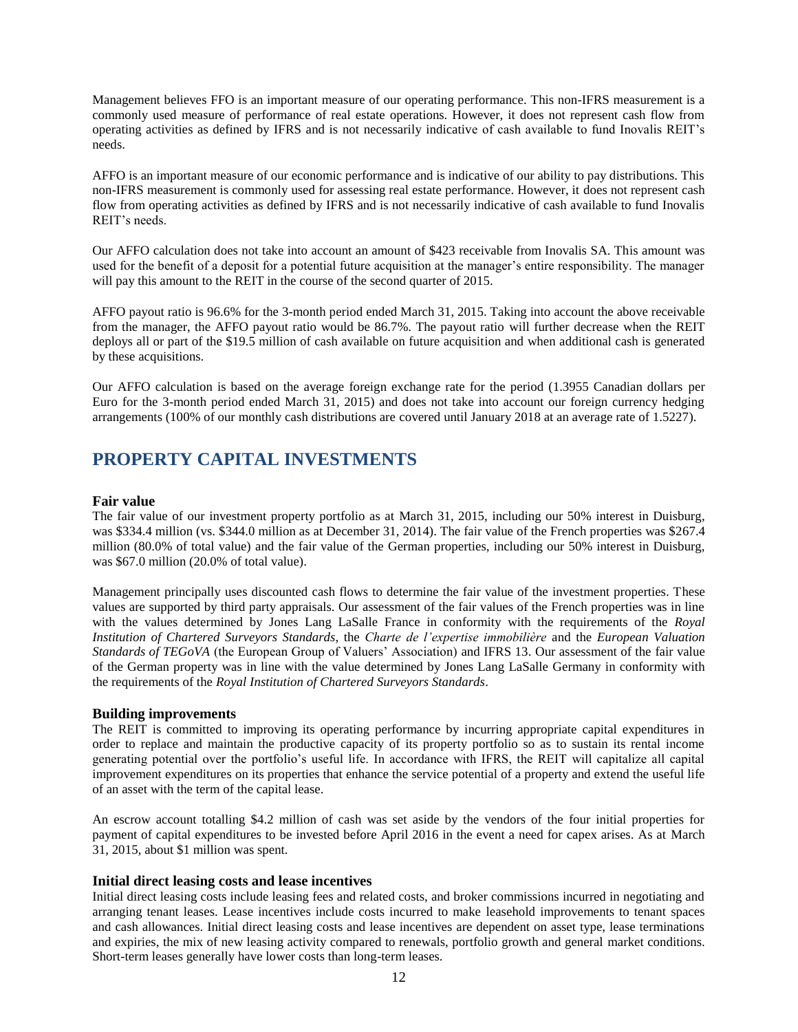Management believes FFO is an important measure of our operating performance. This non-IFRS measurement is a commonly used measure of performance of real estate operations. However, it does not represent cash flow from operating activities as defined by IFRS and is not necessarily indicative of cash available to fund Inovalis REIT's needs.

AFFO is an important measure of our economic performance and is indicative of our ability to pay distributions. This non-IFRS measurement is commonly used for assessing real estate performance. However, it does not represent cash flow from operating activities as defined by IFRS and is not necessarily indicative of cash available to fund Inovalis REIT's needs.

Our AFFO calculation does not take into account an amount of $423 receivable from Inovalis SA. This amount was used for the benefit of a deposit for a potential future acquisition at the manager's entire responsibility. The manager will pay this amount to the REIT in the course of the second quarter of 2015.

AFFO payout ratio is 96.6% for the 3-month period ended March 31, 2015. Taking into account the above receivable from the manager, the AFFO payout ratio would be 86.7%. The payout ratio will further decrease when the REIT deploys all or part of the $19.5 million of cash available on future acquisition and when additional cash is generated by these acquisitions.

Our AFFO calculation is based on the average foreign exchange rate for the period (1.3955 Canadian dollars per Euro for the 3-month period ended March 31, 2015) and does not take into account our foreign currency hedging arrangements (100% of our monthly cash distributions are covered until January 2018 at an average rate of 1.5227).

# PROPERTY CAPITAL INVESTMENTS

### Fair value

The fair value of our investment property portfolio as at March 31, 2015, including our 50% interest in Duisburg, was $334.4 million (vs. $344.0 million as at December 31, 2014). The fair value of the French properties was $267.4 million (80.0% of total value) and the fair value of the German properties, including our 50% interest in Duisburg, was $67.0 million (20.0% of total value).

Management principally uses discounted cash flows to determine the fair value of the investment properties. These values are supported by third party appraisals. Our assessment of the fair values of the French properties was in line with the values determined by Jones Lang LaSalle France in conformity with the requirements of the *Royal Institution of Chartered Surveyors Standards*, the *Charte de l'expertise immobilière* and the *European Valuation Standards of TEGoVA* (the European Group of Valuers' Association) and IFRS 13. Our assessment of the fair value of the German property was in line with the value determined by Jones Lang LaSalle Germany in conformity with the requirements of the *Royal Institution of Chartered Surveyors Standards*.

### Building improvements

The REIT is committed to improving its operating performance by incurring appropriate capital expenditures in order to replace and maintain the productive capacity of its property portfolio so as to sustain its rental income generating potential over the portfolio's useful life. In accordance with IFRS, the REIT will capitalize all capital improvement expenditures on its properties that enhance the service potential of a property and extend the useful life of an asset with the term of the capital lease.

An escrow account totalling $4.2 million of cash was set aside by the vendors of the four initial properties for payment of capital expenditures to be invested before April 2016 in the event a need for capex arises. As at March 31, 2015, about $1 million was spent.

### Initial direct leasing costs and lease incentives

Initial direct leasing costs include leasing fees and related costs, and broker commissions incurred in negotiating and arranging tenant leases. Lease incentives include costs incurred to make leasehold improvements to tenant spaces and cash allowances. Initial direct leasing costs and lease incentives are dependent on asset type, lease terminations and expiries, the mix of new leasing activity compared to renewals, portfolio growth and general market conditions. Short-term leases generally have lower costs than long-term leases.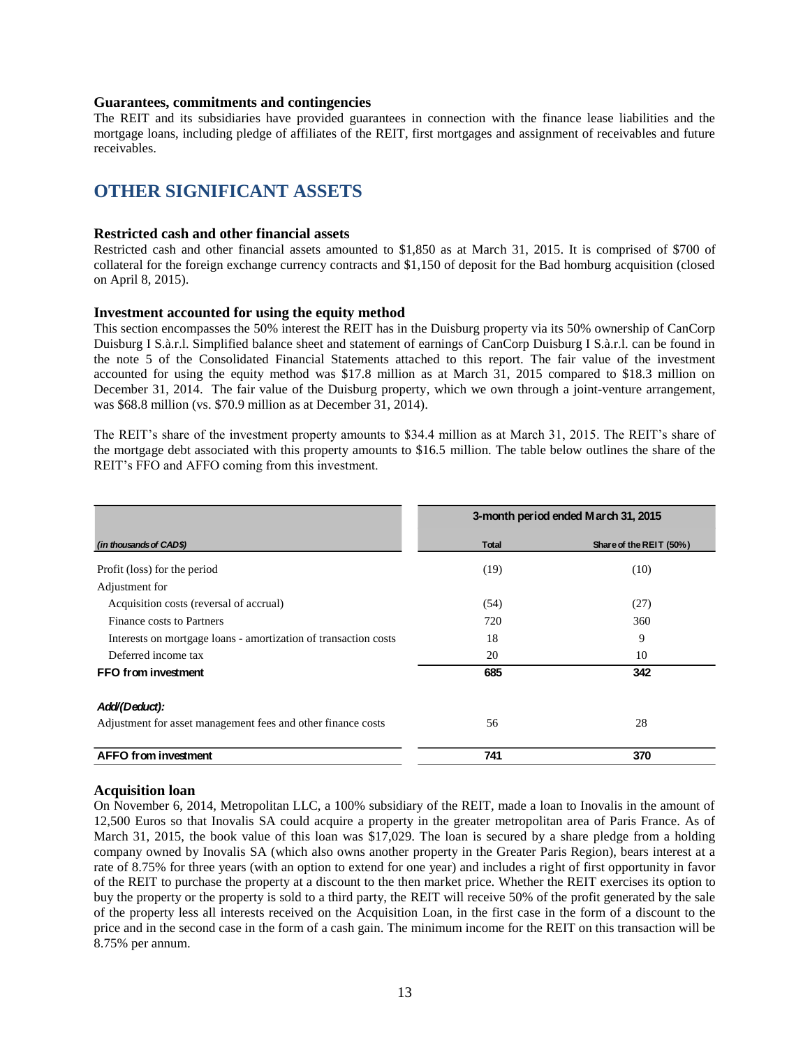### Guarantees, commitments and contingencies

The REIT and its subsidiaries have provided guarantees in connection with the finance lease liabilities and the mortgage loans, including pledge of affiliates of the REIT, first mortgages and assignment of receivables and future receivables.

## OTHER SIGNIFICANT ASSETS

### Restricted cash and other financial assets

Restricted cash and other financial assets amounted to $1,850 as at March 31, 2015. It is comprised of $700 of collateral for the foreign exchange currency contracts and $1,150 of deposit for the Bad homburg acquisition (closed on April 8, 2015).

### Investment accounted for using the equity method

This section encompasses the 50% interest the REIT has in the Duisburg property via its 50% ownership of CanCorp Duisburg I S.à.r.l. Simplified balance sheet and statement of earnings of CanCorp Duisburg I S.à.r.l. can be found in the note 5 of the Consolidated Financial Statements attached to this report. The fair value of the investment accounted for using the equity method was $17.8 million as at March 31, 2015 compared to $18.3 million on December 31, 2014. The fair value of the Duisburg property, which we own through a joint-venture arrangement, was $68.8 million (vs. $70.9 million as at December 31, 2014).

The REIT's share of the investment property amounts to $34.4 million as at March 31, 2015. The REIT's share of the mortgage debt associated with this property amounts to $16.5 million. The table below outlines the share of the REIT's FFO and AFFO coming from this investment.

| | 3-month period ended March 31, 2015 | |
|---|---|---|
| *(in thousands of CAD$)* | Total | Share of the REIT (50%) |
| Profit (loss) for the period | (19) | (10) |
| Adjustment for | | |
| Acquisition costs (reversal of accrual) | (54) | (27) |
| Finance costs to Partners | 720 | 360 |
| Interests on mortgage loans - amortization of transaction costs | 18 | 9 |
| Deferred income tax | 20 | 10 |
| **FFO from investment** | **685** | **342** |
| ***Add/(Deduct):*** | | |
| Adjustment for asset management fees and other finance costs | 56 | 28 |
| **AFFO from investment** | **741** | **370** |

### Acquisition loan

On November 6, 2014, Metropolitan LLC, a 100% subsidiary of the REIT, made a loan to Inovalis in the amount of 12,500 Euros so that Inovalis SA could acquire a property in the greater metropolitan area of Paris France. As of March 31, 2015, the book value of this loan was $17,029. The loan is secured by a share pledge from a holding company owned by Inovalis SA (which also owns another property in the Greater Paris Region), bears interest at a rate of 8.75% for three years (with an option to extend for one year) and includes a right of first opportunity in favor of the REIT to purchase the property at a discount to the then market price. Whether the REIT exercises its option to buy the property or the property is sold to a third party, the REIT will receive 50% of the profit generated by the sale of the property less all interests received on the Acquisition Loan, in the first case in the form of a discount to the price and in the second case in the form of a cash gain. The minimum income for the REIT on this transaction will be 8.75% per annum.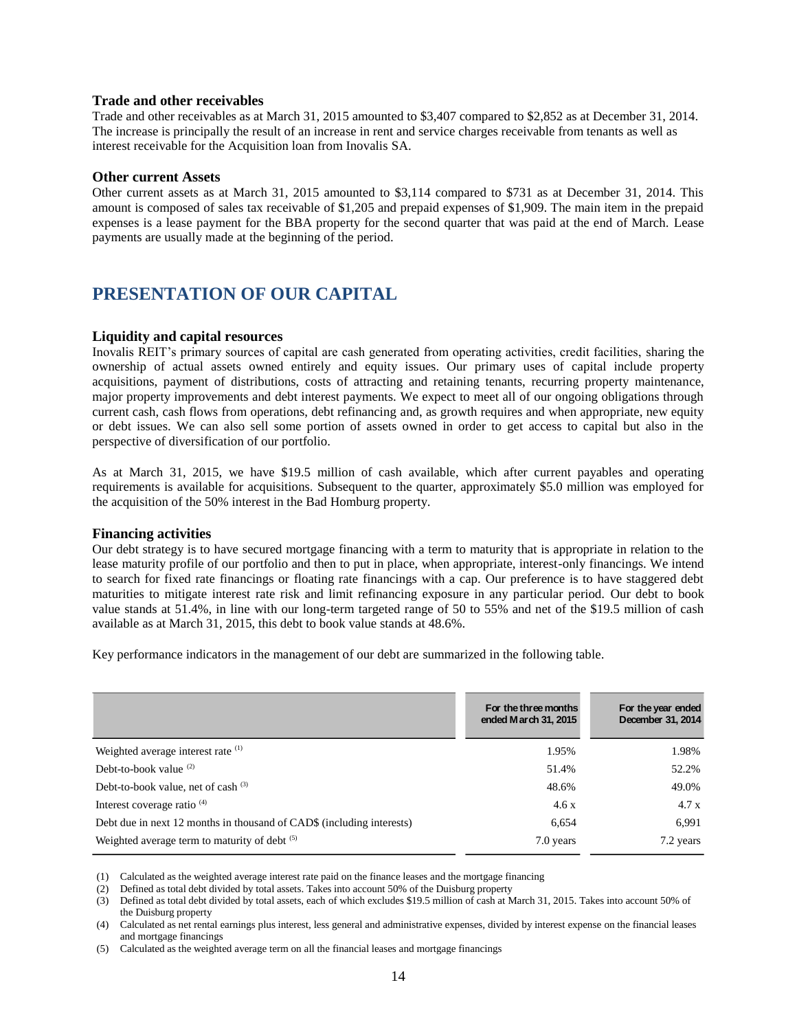### Trade and other receivables

Trade and other receivables as at March 31, 2015 amounted to $3,407 compared to $2,852 as at December 31, 2014. The increase is principally the result of an increase in rent and service charges receivable from tenants as well as interest receivable for the Acquisition loan from Inovalis SA.

### Other current Assets

Other current assets as at March 31, 2015 amounted to $3,114 compared to $731 as at December 31, 2014. This amount is composed of sales tax receivable of $1,205 and prepaid expenses of $1,909. The main item in the prepaid expenses is a lease payment for the BBA property for the second quarter that was paid at the end of March. Lease payments are usually made at the beginning of the period.

## PRESENTATION OF OUR CAPITAL

### Liquidity and capital resources

Inovalis REIT's primary sources of capital are cash generated from operating activities, credit facilities, sharing the ownership of actual assets owned entirely and equity issues. Our primary uses of capital include property acquisitions, payment of distributions, costs of attracting and retaining tenants, recurring property maintenance, major property improvements and debt interest payments. We expect to meet all of our ongoing obligations through current cash, cash flows from operations, debt refinancing and, as growth requires and when appropriate, new equity or debt issues. We can also sell some portion of assets owned in order to get access to capital but also in the perspective of diversification of our portfolio.

As at March 31, 2015, we have $19.5 million of cash available, which after current payables and operating requirements is available for acquisitions. Subsequent to the quarter, approximately $5.0 million was employed for the acquisition of the 50% interest in the Bad Homburg property.

### Financing activities

Our debt strategy is to have secured mortgage financing with a term to maturity that is appropriate in relation to the lease maturity profile of our portfolio and then to put in place, when appropriate, interest-only financings. We intend to search for fixed rate financings or floating rate financings with a cap. Our preference is to have staggered debt maturities to mitigate interest rate risk and limit refinancing exposure in any particular period. Our debt to book value stands at 51.4%, in line with our long-term targeted range of 50 to 55% and net of the $19.5 million of cash available as at March 31, 2015, this debt to book value stands at 48.6%.

Key performance indicators in the management of our debt are summarized in the following table.

| | For the three months ended March 31, 2015 | For the year ended December 31, 2014 |
|---|---|---|
| Weighted average interest rate (1) | 1.95% | 1.98% |
| Debt-to-book value (2) | 51.4% | 52.2% |
| Debt-to-book value, net of cash (3) | 48.6% | 49.0% |
| Interest coverage ratio (4) | 4.6 x | 4.7 x |
| Debt due in next 12 months in thousand of CAD$ (including interests) | 6,654 | 6,991 |
| Weighted average term to maturity of debt (5) | 7.0 years | 7.2 years |

(1) Calculated as the weighted average interest rate paid on the finance leases and the mortgage financing
(2) Defined as total debt divided by total assets. Takes into account 50% of the Duisburg property
(3) Defined as total debt divided by total assets, each of which excludes $19.5 million of cash at March 31, 2015. Takes into account 50% of the Duisburg property
(4) Calculated as net rental earnings plus interest, less general and administrative expenses, divided by interest expense on the financial leases and mortgage financings
(5) Calculated as the weighted average term on all the financial leases and mortgage financings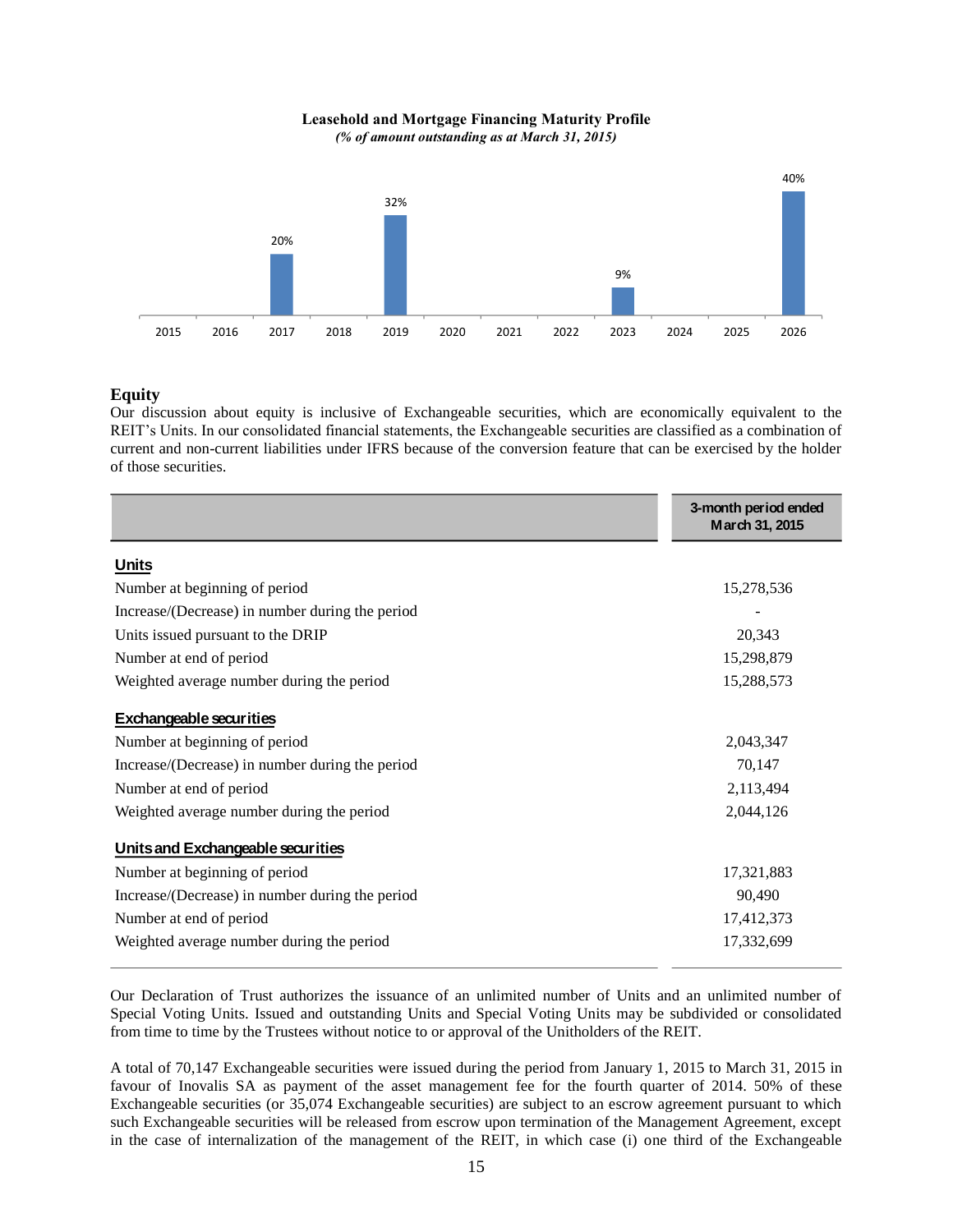**Leasehold and Mortgage Financing Maturity Profile**
*(% of amount outstanding as at March 31, 2015)*

| 2015 | 2016 | 2017 | 2018 | 2019 | 2020 | 2021 | 2022 | 2023 | 2024 | 2025 | 2026 |
|---|---|---|---|---|---|---|---|---|---|---|---|
| | | 20% | | 32% | | | | 9% | | | 40% |

## Equity

Our discussion about equity is inclusive of Exchangeable securities, which are economically equivalent to the REIT's Units. In our consolidated financial statements, the Exchangeable securities are classified as a combination of current and non-current liabilities under IFRS because of the conversion feature that can be exercised by the holder of those securities.

| | 3-month period ended March 31, 2015 |
|---|---|
| **Units** | |
| Number at beginning of period | 15,278,536 |
| Increase/(Decrease) in number during the period | - |
| Units issued pursuant to the DRIP | 20,343 |
| Number at end of period | 15,298,879 |
| Weighted average number during the period | 15,288,573 |
| **Exchangeable securities** | |
| Number at beginning of period | 2,043,347 |
| Increase/(Decrease) in number during the period | 70,147 |
| Number at end of period | 2,113,494 |
| Weighted average number during the period | 2,044,126 |
| **Units and Exchangeable securities** | |
| Number at beginning of period | 17,321,883 |
| Increase/(Decrease) in number during the period | 90,490 |
| Number at end of period | 17,412,373 |
| Weighted average number during the period | 17,332,699 |

Our Declaration of Trust authorizes the issuance of an unlimited number of Units and an unlimited number of Special Voting Units. Issued and outstanding Units and Special Voting Units may be subdivided or consolidated from time to time by the Trustees without notice to or approval of the Unitholders of the REIT.

A total of 70,147 Exchangeable securities were issued during the period from January 1, 2015 to March 31, 2015 in favour of Inovalis SA as payment of the asset management fee for the fourth quarter of 2014. 50% of these Exchangeable securities (or 35,074 Exchangeable securities) are subject to an escrow agreement pursuant to which such Exchangeable securities will be released from escrow upon termination of the Management Agreement, except in the case of internalization of the management of the REIT, in which case (i) one third of the Exchangeable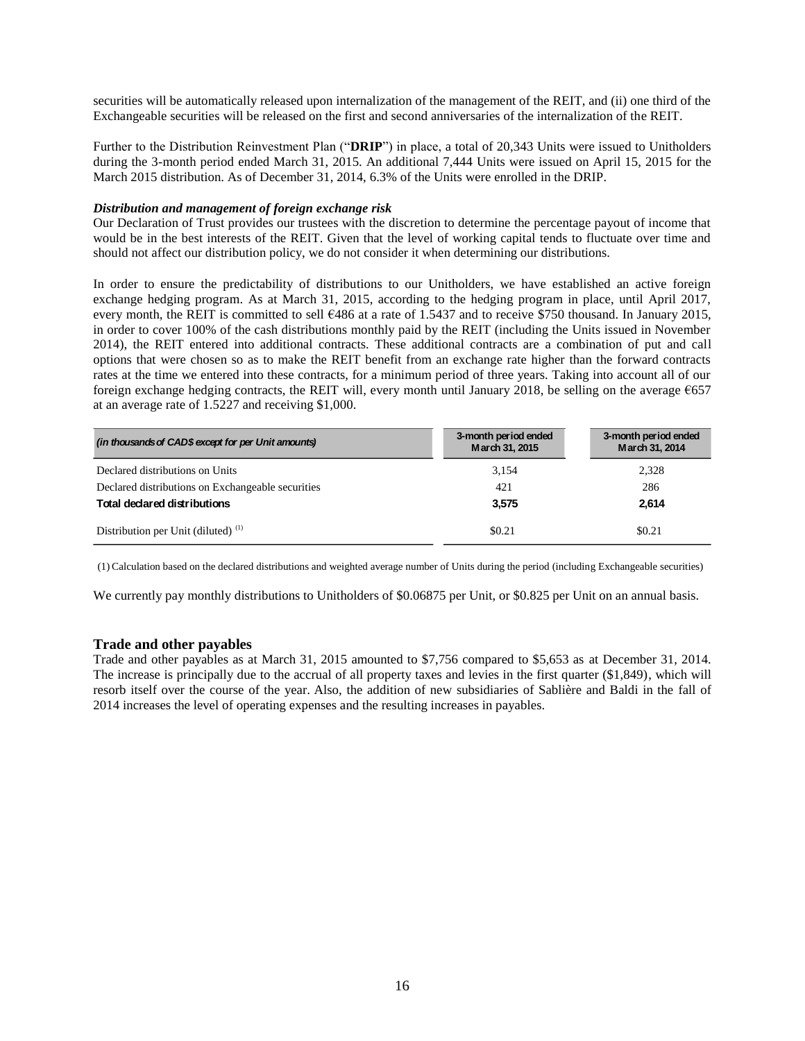securities will be automatically released upon internalization of the management of the REIT, and (ii) one third of the Exchangeable securities will be released on the first and second anniversaries of the internalization of the REIT.

Further to the Distribution Reinvestment Plan ("**DRIP**") in place, a total of 20,343 Units were issued to Unitholders during the 3-month period ended March 31, 2015. An additional 7,444 Units were issued on April 15, 2015 for the March 2015 distribution. As of December 31, 2014, 6.3% of the Units were enrolled in the DRIP.

***Distribution and management of foreign exchange risk***

Our Declaration of Trust provides our trustees with the discretion to determine the percentage payout of income that would be in the best interests of the REIT. Given that the level of working capital tends to fluctuate over time and should not affect our distribution policy, we do not consider it when determining our distributions.

In order to ensure the predictability of distributions to our Unitholders, we have established an active foreign exchange hedging program. As at March 31, 2015, according to the hedging program in place, until April 2017, every month, the REIT is committed to sell €486 at a rate of 1.5437 and to receive $750 thousand. In January 2015, in order to cover 100% of the cash distributions monthly paid by the REIT (including the Units issued in November 2014), the REIT entered into additional contracts. These additional contracts are a combination of put and call options that were chosen so as to make the REIT benefit from an exchange rate higher than the forward contracts rates at the time we entered into these contracts, for a minimum period of three years. Taking into account all of our foreign exchange hedging contracts, the REIT will, every month until January 2018, be selling on the average €657 at an average rate of 1.5227 and receiving $1,000.

| *(in thousands of CAD$ except for per Unit amounts)* | 3-month period ended March 31, 2015 | 3-month period ended March 31, 2014 |
|---|---|---|
| Declared distributions on Units | 3,154 | 2,328 |
| Declared distributions on Exchangeable securities | 421 | 286 |
| **Total declared distributions** | **3,575** | **2,614** |
| Distribution per Unit (diluted) (1) | $0.21 | $0.21 |

(1) Calculation based on the declared distributions and weighted average number of Units during the period (including Exchangeable securities)

We currently pay monthly distributions to Unitholders of $0.06875 per Unit, or $0.825 per Unit on an annual basis.

## Trade and other payables

Trade and other payables as at March 31, 2015 amounted to $7,756 compared to $5,653 as at December 31, 2014. The increase is principally due to the accrual of all property taxes and levies in the first quarter ($1,849), which will resorb itself over the course of the year. Also, the addition of new subsidiaries of Sablière and Baldi in the fall of 2014 increases the level of operating expenses and the resulting increases in payables.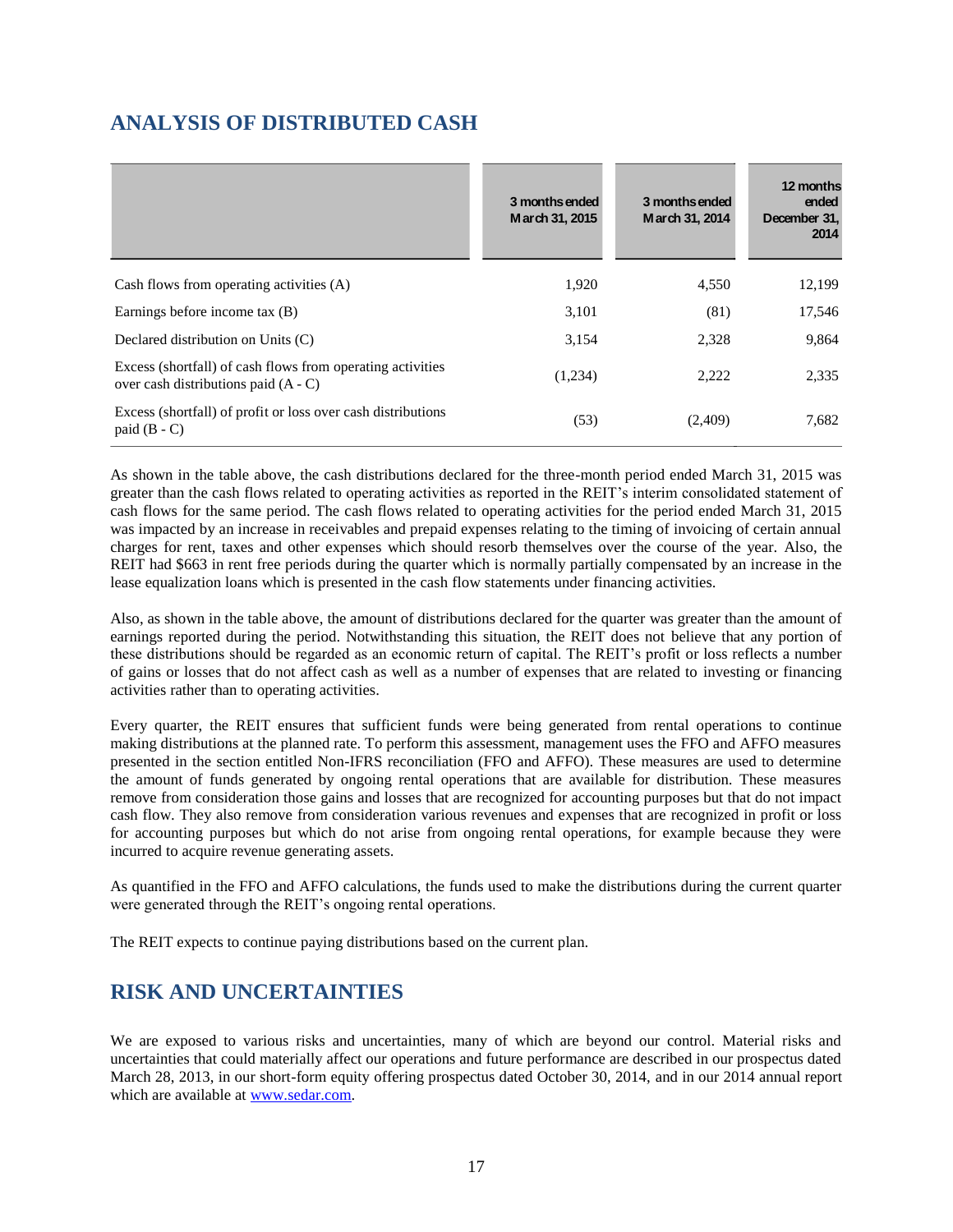## ANALYSIS OF DISTRIBUTED CASH

| | 3 months ended March 31, 2015 | 3 months ended March 31, 2014 | 12 months ended December 31, 2014 |
|---|---|---|---|
| Cash flows from operating activities (A) | 1,920 | 4,550 | 12,199 |
| Earnings before income tax (B) | 3,101 | (81) | 17,546 |
| Declared distribution on Units (C) | 3,154 | 2,328 | 9,864 |
| Excess (shortfall) of cash flows from operating activities over cash distributions paid (A - C) | (1,234) | 2,222 | 2,335 |
| Excess (shortfall) of profit or loss over cash distributions paid (B - C) | (53) | (2,409) | 7,682 |

As shown in the table above, the cash distributions declared for the three-month period ended March 31, 2015 was greater than the cash flows related to operating activities as reported in the REIT's interim consolidated statement of cash flows for the same period. The cash flows related to operating activities for the period ended March 31, 2015 was impacted by an increase in receivables and prepaid expenses relating to the timing of invoicing of certain annual charges for rent, taxes and other expenses which should resorb themselves over the course of the year. Also, the REIT had $663 in rent free periods during the quarter which is normally partially compensated by an increase in the lease equalization loans which is presented in the cash flow statements under financing activities.

Also, as shown in the table above, the amount of distributions declared for the quarter was greater than the amount of earnings reported during the period. Notwithstanding this situation, the REIT does not believe that any portion of these distributions should be regarded as an economic return of capital. The REIT's profit or loss reflects a number of gains or losses that do not affect cash as well as a number of expenses that are related to investing or financing activities rather than to operating activities.

Every quarter, the REIT ensures that sufficient funds were being generated from rental operations to continue making distributions at the planned rate. To perform this assessment, management uses the FFO and AFFO measures presented in the section entitled Non-IFRS reconciliation (FFO and AFFO). These measures are used to determine the amount of funds generated by ongoing rental operations that are available for distribution. These measures remove from consideration those gains and losses that are recognized for accounting purposes but that do not impact cash flow. They also remove from consideration various revenues and expenses that are recognized in profit or loss for accounting purposes but which do not arise from ongoing rental operations, for example because they were incurred to acquire revenue generating assets.

As quantified in the FFO and AFFO calculations, the funds used to make the distributions during the current quarter were generated through the REIT's ongoing rental operations.

The REIT expects to continue paying distributions based on the current plan.

## RISK AND UNCERTAINTIES

We are exposed to various risks and uncertainties, many of which are beyond our control. Material risks and uncertainties that could materially affect our operations and future performance are described in our prospectus dated March 28, 2013, in our short-form equity offering prospectus dated October 30, 2014, and in our 2014 annual report which are available at www.sedar.com.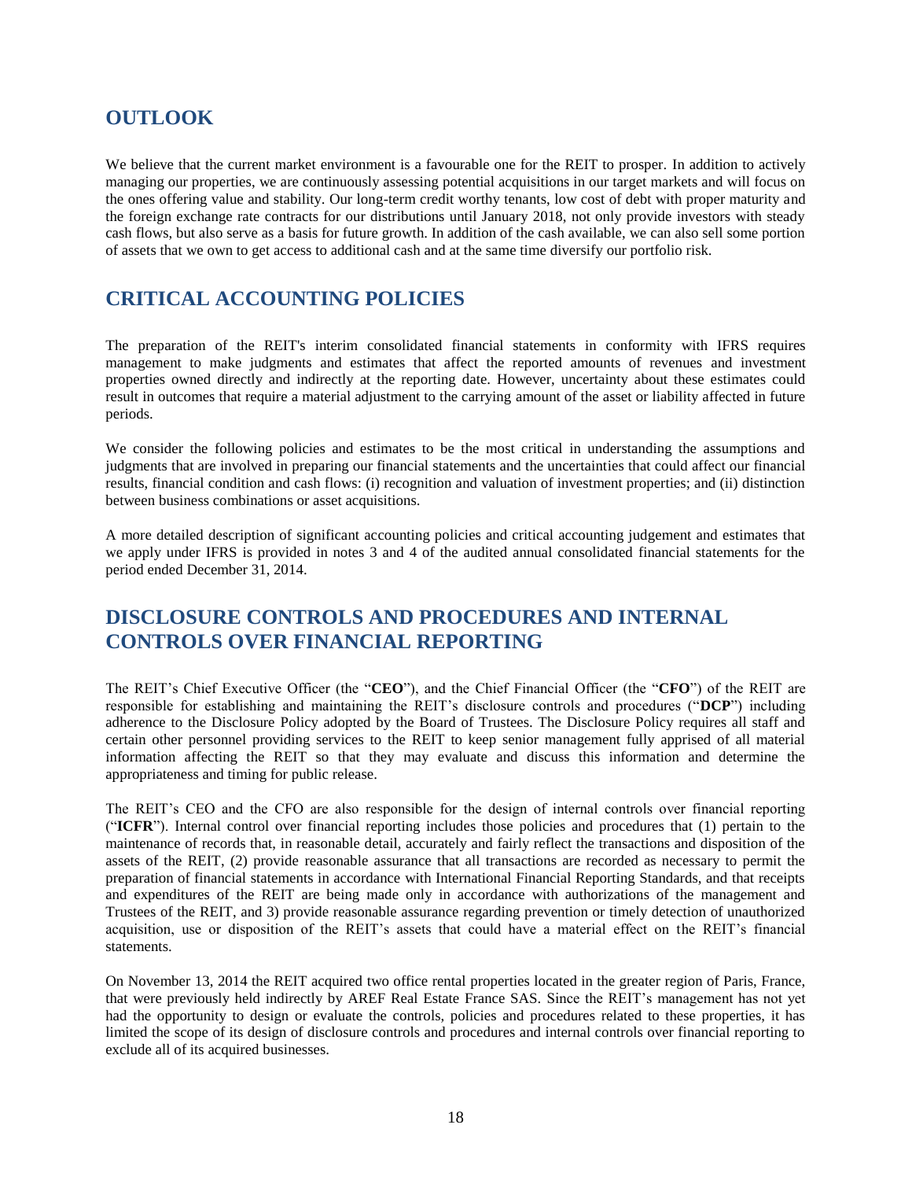## OUTLOOK

We believe that the current market environment is a favourable one for the REIT to prosper. In addition to actively managing our properties, we are continuously assessing potential acquisitions in our target markets and will focus on the ones offering value and stability. Our long-term credit worthy tenants, low cost of debt with proper maturity and the foreign exchange rate contracts for our distributions until January 2018, not only provide investors with steady cash flows, but also serve as a basis for future growth. In addition of the cash available, we can also sell some portion of assets that we own to get access to additional cash and at the same time diversify our portfolio risk.

## CRITICAL ACCOUNTING POLICIES

The preparation of the REIT's interim consolidated financial statements in conformity with IFRS requires management to make judgments and estimates that affect the reported amounts of revenues and investment properties owned directly and indirectly at the reporting date. However, uncertainty about these estimates could result in outcomes that require a material adjustment to the carrying amount of the asset or liability affected in future periods.

We consider the following policies and estimates to be the most critical in understanding the assumptions and judgments that are involved in preparing our financial statements and the uncertainties that could affect our financial results, financial condition and cash flows: (i) recognition and valuation of investment properties; and (ii) distinction between business combinations or asset acquisitions.

A more detailed description of significant accounting policies and critical accounting judgement and estimates that we apply under IFRS is provided in notes 3 and 4 of the audited annual consolidated financial statements for the period ended December 31, 2014.

## DISCLOSURE CONTROLS AND PROCEDURES AND INTERNAL CONTROLS OVER FINANCIAL REPORTING

The REIT's Chief Executive Officer (the "**CEO**"), and the Chief Financial Officer (the "**CFO**") of the REIT are responsible for establishing and maintaining the REIT's disclosure controls and procedures ("**DCP**") including adherence to the Disclosure Policy adopted by the Board of Trustees. The Disclosure Policy requires all staff and certain other personnel providing services to the REIT to keep senior management fully apprised of all material information affecting the REIT so that they may evaluate and discuss this information and determine the appropriateness and timing for public release.

The REIT's CEO and the CFO are also responsible for the design of internal controls over financial reporting ("**ICFR**"). Internal control over financial reporting includes those policies and procedures that (1) pertain to the maintenance of records that, in reasonable detail, accurately and fairly reflect the transactions and disposition of the assets of the REIT, (2) provide reasonable assurance that all transactions are recorded as necessary to permit the preparation of financial statements in accordance with International Financial Reporting Standards, and that receipts and expenditures of the REIT are being made only in accordance with authorizations of the management and Trustees of the REIT, and 3) provide reasonable assurance regarding prevention or timely detection of unauthorized acquisition, use or disposition of the REIT's assets that could have a material effect on the REIT's financial statements.

On November 13, 2014 the REIT acquired two office rental properties located in the greater region of Paris, France, that were previously held indirectly by AREF Real Estate France SAS. Since the REIT's management has not yet had the opportunity to design or evaluate the controls, policies and procedures related to these properties, it has limited the scope of its design of disclosure controls and procedures and internal controls over financial reporting to exclude all of its acquired businesses.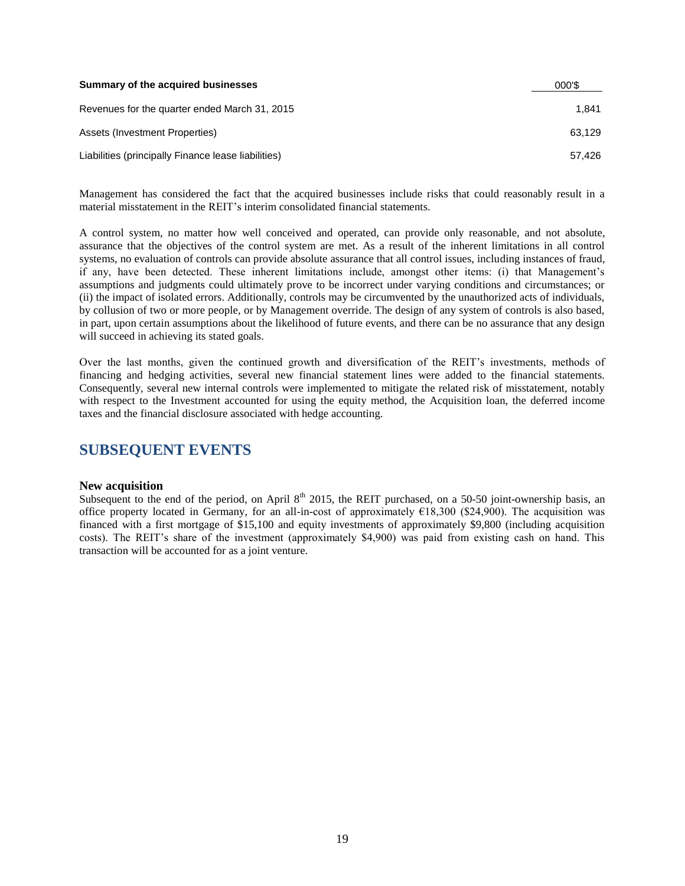| Summary of the acquired businesses | 000'$ |
| --- | --- |
| Revenues for the quarter ended March 31, 2015 | 1,841 |
| Assets (Investment Properties) | 63,129 |
| Liabilities (principally Finance lease liabilities) | 57,426 |

Management has considered the fact that the acquired businesses include risks that could reasonably result in a material misstatement in the REIT's interim consolidated financial statements.

A control system, no matter how well conceived and operated, can provide only reasonable, and not absolute, assurance that the objectives of the control system are met. As a result of the inherent limitations in all control systems, no evaluation of controls can provide absolute assurance that all control issues, including instances of fraud, if any, have been detected. These inherent limitations include, amongst other items: (i) that Management's assumptions and judgments could ultimately prove to be incorrect under varying conditions and circumstances; or (ii) the impact of isolated errors. Additionally, controls may be circumvented by the unauthorized acts of individuals, by collusion of two or more people, or by Management override. The design of any system of controls is also based, in part, upon certain assumptions about the likelihood of future events, and there can be no assurance that any design will succeed in achieving its stated goals.

Over the last months, given the continued growth and diversification of the REIT's investments, methods of financing and hedging activities, several new financial statement lines were added to the financial statements. Consequently, several new internal controls were implemented to mitigate the related risk of misstatement, notably with respect to the Investment accounted for using the equity method, the Acquisition loan, the deferred income taxes and the financial disclosure associated with hedge accounting.

## SUBSEQUENT EVENTS

### New acquisition

Subsequent to the end of the period, on April 8th 2015, the REIT purchased, on a 50-50 joint-ownership basis, an office property located in Germany, for an all-in-cost of approximately €18,300 ($24,900). The acquisition was financed with a first mortgage of $15,100 and equity investments of approximately $9,800 (including acquisition costs). The REIT's share of the investment (approximately $4,900) was paid from existing cash on hand. This transaction will be accounted for as a joint venture.